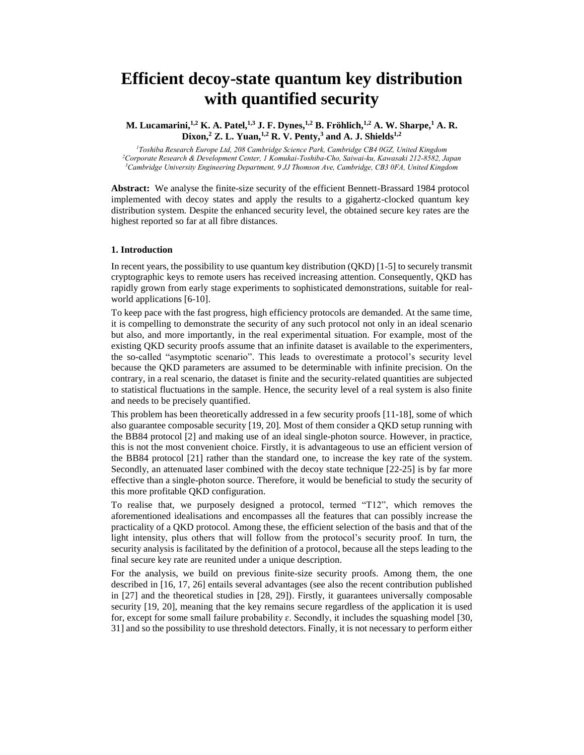# Efficient decoy-state quantum key distribution with quantified security

**M. Lucamarini,[1,2] K. A. Patel,[1,3] J. F. Dynes,[1,2] B. Fröhlich,[1,2] A. W. Sharpe,[1] A. R. Dixon,[2] Z. L. Yuan,[1,2] R. V. Penty,[3] and A. J. Shields[1,2]**

*[1]Toshiba Research Europe Ltd, 208 Cambridge Science Park, Cambridge CB4 0GZ, United Kingdom*
*[2]Corporate Research & Development Center, 1 Komukai-Toshiba-Cho, Saiwai-ku, Kawasaki 212-8582, Japan*
*[3]Cambridge University Engineering Department, 9 JJ Thomson Ave, Cambridge, CB3 0FA, United Kingdom*

**Abstract:** We analyse the finite-size security of the efficient Bennett-Brassard 1984 protocol implemented with decoy states and apply the results to a gigahertz-clocked quantum key distribution system. Despite the enhanced security level, the obtained secure key rates are the highest reported so far at all fibre distances.

### 1. Introduction

In recent years, the possibility to use quantum key distribution (QKD) [1-5] to securely transmit cryptographic keys to remote users has received increasing attention. Consequently, QKD has rapidly grown from early stage experiments to sophisticated demonstrations, suitable for real-world applications [6-10].

To keep pace with the fast progress, high efficiency protocols are demanded. At the same time, it is compelling to demonstrate the security of any such protocol not only in an ideal scenario but also, and more importantly, in the real experimental situation. For example, most of the existing QKD security proofs assume that an infinite dataset is available to the experimenters, the so-called "asymptotic scenario". This leads to overestimate a protocol's security level because the QKD parameters are assumed to be determinable with infinite precision. On the contrary, in a real scenario, the dataset is finite and the security-related quantities are subjected to statistical fluctuations in the sample. Hence, the security level of a real system is also finite and needs to be precisely quantified.

This problem has been theoretically addressed in a few security proofs [11-18], some of which also guarantee composable security [19, 20]. Most of them consider a QKD setup running with the BB84 protocol [2] and making use of an ideal single-photon source. However, in practice, this is not the most convenient choice. Firstly, it is advantageous to use an efficient version of the BB84 protocol [21] rather than the standard one, to increase the key rate of the system. Secondly, an attenuated laser combined with the decoy state technique [22-25] is by far more effective than a single-photon source. Therefore, it would be beneficial to study the security of this more profitable QKD configuration.

To realise that, we purposely designed a protocol, termed "T12", which removes the aforementioned idealisations and encompasses all the features that can possibly increase the practicality of a QKD protocol. Among these, the efficient selection of the basis and that of the light intensity, plus others that will follow from the protocol's security proof. In turn, the security analysis is facilitated by the definition of a protocol, because all the steps leading to the final secure key rate are reunited under a unique description.

For the analysis, we build on previous finite-size security proofs. Among them, the one described in [16, 17, 26] entails several advantages (see also the recent contribution published in [27] and the theoretical studies in [28, 29]). Firstly, it guarantees universally composable security [19, 20], meaning that the key remains secure regardless of the application it is used for, except for some small failure probability ε. Secondly, it includes the squashing model [30, 31] and so the possibility to use threshold detectors. Finally, it is not necessary to perform either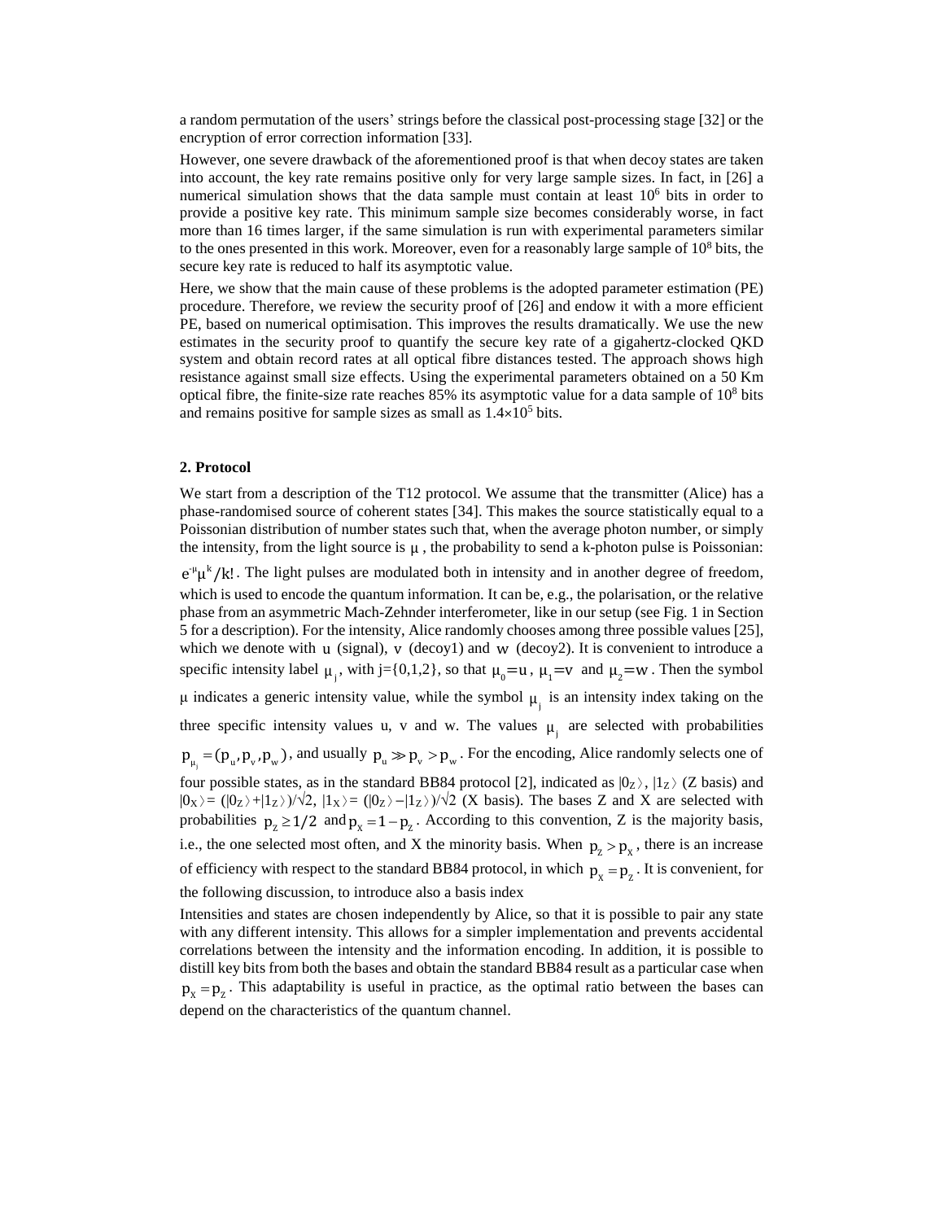a random permutation of the users' strings before the classical post-processing stage [32] or the encryption of error correction information [33].

However, one severe drawback of the aforementioned proof is that when decoy states are taken into account, the key rate remains positive only for very large sample sizes. In fact, in [26] a numerical simulation shows that the data sample must contain at least $10^6$ bits in order to provide a positive key rate. This minimum sample size becomes considerably worse, in fact more than 16 times larger, if the same simulation is run with experimental parameters similar to the ones presented in this work. Moreover, even for a reasonably large sample of $10^8$ bits, the secure key rate is reduced to half its asymptotic value.

Here, we show that the main cause of these problems is the adopted parameter estimation (PE) procedure. Therefore, we review the security proof of [26] and endow it with a more efficient PE, based on numerical optimisation. This improves the results dramatically. We use the new estimates in the security proof to quantify the secure key rate of a gigahertz-clocked QKD system and obtain record rates at all optical fibre distances tested. The approach shows high resistance against small size effects. Using the experimental parameters obtained on a 50 Km optical fibre, the finite-size rate reaches 85% its asymptotic value for a data sample of $10^8$ bits and remains positive for sample sizes as small as $1.4\times10^5$ bits.

## 2. Protocol

We start from a description of the T12 protocol. We assume that the transmitter (Alice) has a phase-randomised source of coherent states [34]. This makes the source statistically equal to a Poissonian distribution of number states such that, when the average photon number, or simply the intensity, from the light source is $\mu$, the probability to send a k-photon pulse is Poissonian: $e^{-\mu}\mu^k/k!$. The light pulses are modulated both in intensity and in another degree of freedom, which is used to encode the quantum information. It can be, e.g., the polarisation, or the relative phase from an asymmetric Mach-Zehnder interferometer, like in our setup (see Fig. 1 in Section 5 for a description). For the intensity, Alice randomly chooses among three possible values [25], which we denote with $u$ (signal), $v$ (decoy1) and $w$ (decoy2). It is convenient to introduce a specific intensity label $\mu_j$, with j={0,1,2}, so that $\mu_0=u$, $\mu_1=v$ and $\mu_2=w$. Then the symbol $\mu$ indicates a generic intensity value, while the symbol $\mu_j$ is an intensity index taking on the three specific intensity values u, v and w. The values $\mu_j$ are selected with probabilities $p_{\mu_j}=(p_u,p_v,p_w)$, and usually $p_u \gg p_v > p_w$. For the encoding, Alice randomly selects one of four possible states, as in the standard BB84 protocol [2], indicated as $|0_Z\rangle$, $|1_Z\rangle$ (Z basis) and $|0_X\rangle = (|0_Z\rangle+|1_Z\rangle)/\sqrt{2}$, $|1_X\rangle = (|0_Z\rangle-|1_Z\rangle)/\sqrt{2}$ (X basis). The bases Z and X are selected with probabilities $p_Z \geq 1/2$ and $p_X = 1-p_Z$. According to this convention, Z is the majority basis, i.e., the one selected most often, and X the minority basis. When $p_Z > p_X$, there is an increase of efficiency with respect to the standard BB84 protocol, in which $p_X = p_Z$. It is convenient, for the following discussion, to introduce also a basis index

Intensities and states are chosen independently by Alice, so that it is possible to pair any state with any different intensity. This allows for a simpler implementation and prevents accidental correlations between the intensity and the information encoding. In addition, it is possible to distill key bits from both the bases and obtain the standard BB84 result as a particular case when $p_X = p_Z$. This adaptability is useful in practice, as the optimal ratio between the bases can depend on the characteristics of the quantum channel.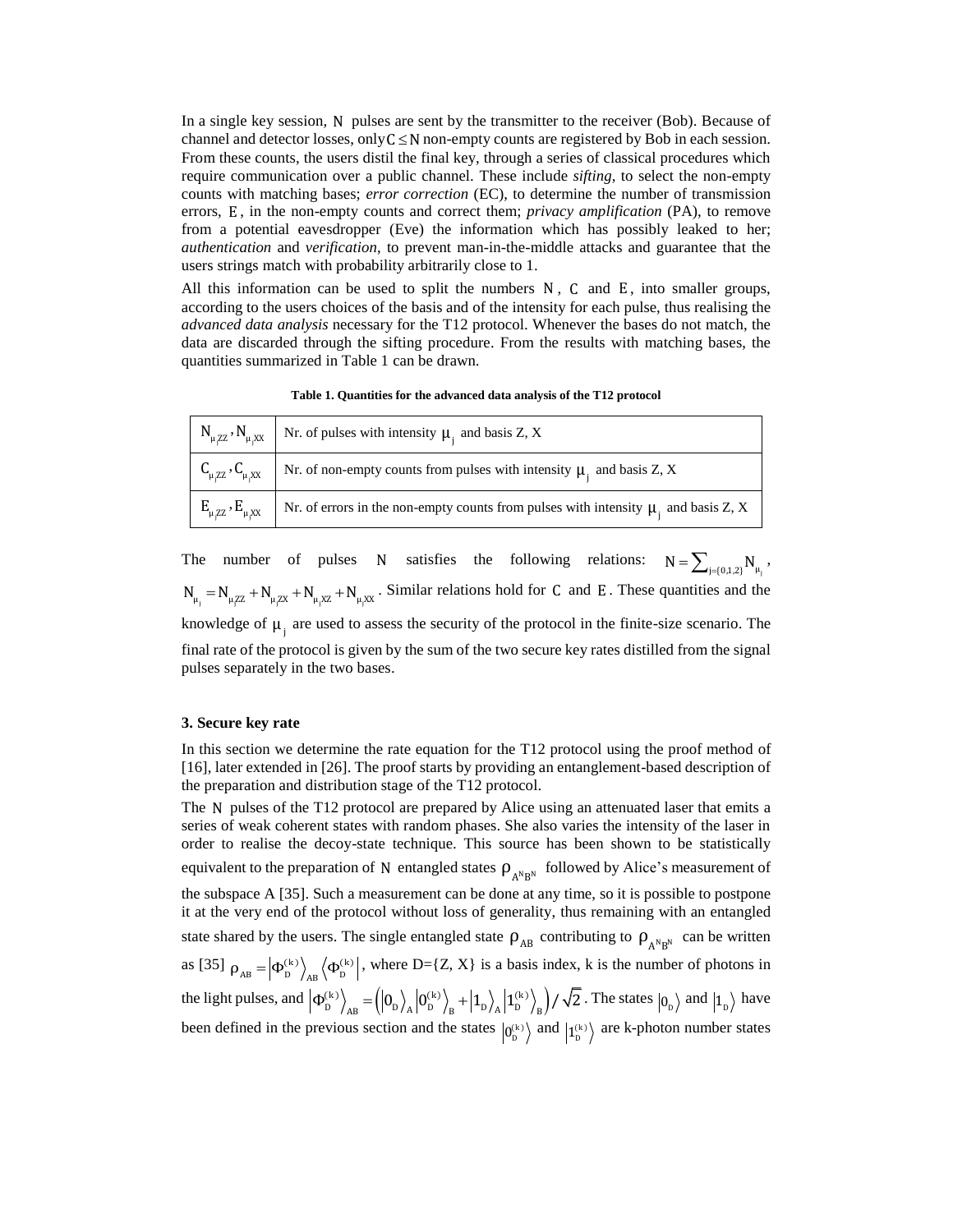In a single key session, $N$ pulses are sent by the transmitter to the receiver (Bob). Because of channel and detector losses, only $C \leq N$ non-empty counts are registered by Bob in each session. From these counts, the users distil the final key, through a series of classical procedures which require communication over a public channel. These include *sifting*, to select the non-empty counts with matching bases; *error correction* (EC), to determine the number of transmission errors, $E$, in the non-empty counts and correct them; *privacy amplification* (PA), to remove from a potential eavesdropper (Eve) the information which has possibly leaked to her; *authentication* and *verification*, to prevent man-in-the-middle attacks and guarantee that the users strings match with probability arbitrarily close to 1.

All this information can be used to split the numbers $N$, $C$ and $E$, into smaller groups, according to the users choices of the basis and of the intensity for each pulse, thus realising the *advanced data analysis* necessary for the T12 protocol. Whenever the bases do not match, the data are discarded through the sifting procedure. From the results with matching bases, the quantities summarized in Table 1 can be drawn.

**Table 1. Quantities for the advanced data analysis of the T12 protocol**

| | |
|---|---|
| $N_{\mu_j ZZ}, N_{\mu_j XX}$ | Nr. of pulses with intensity $\mu_j$ and basis Z, X |
| $C_{\mu_j ZZ}, C_{\mu_j XX}$ | Nr. of non-empty counts from pulses with intensity $\mu_j$ and basis Z, X |
| $E_{\mu_j ZZ}, E_{\mu_j XX}$ | Nr. of errors in the non-empty counts from pulses with intensity $\mu_j$ and basis Z, X |

The number of pulses $N$ satisfies the following relations: $N = \sum_{j=\{0,1,2\}} N_{\mu_j}$, $N_{\mu_j} = N_{\mu_j ZZ} + N_{\mu_j ZX} + N_{\mu_j XZ} + N_{\mu_j XX}$. Similar relations hold for $C$ and $E$. These quantities and the knowledge of $\mu_j$ are used to assess the security of the protocol in the finite-size scenario. The final rate of the protocol is given by the sum of the two secure key rates distilled from the signal pulses separately in the two bases.

## 3. Secure key rate

In this section we determine the rate equation for the T12 protocol using the proof method of [16], later extended in [26]. The proof starts by providing an entanglement-based description of the preparation and distribution stage of the T12 protocol.

The $N$ pulses of the T12 protocol are prepared by Alice using an attenuated laser that emits a series of weak coherent states with random phases. She also varies the intensity of the laser in order to realise the decoy-state technique. This source has been shown to be statistically equivalent to the preparation of $N$ entangled states $\rho_{A^N B^N}$ followed by Alice's measurement of the subspace A [35]. Such a measurement can be done at any time, so it is possible to postpone it at the very end of the protocol without loss of generality, thus remaining with an entangled state shared by the users. The single entangled state $\rho_{AB}$ contributing to $\rho_{A^N B^N}$ can be written as [35] $\rho_{AB} = \left|\Phi_D^{(k)}\right\rangle_{AB}\left\langle\Phi_D^{(k)}\right|$, where D={Z, X} is a basis index, k is the number of photons in the light pulses, and $\left|\Phi_D^{(k)}\right\rangle_{AB} = \left(\left|0_D\right\rangle_A \left|0_D^{(k)}\right\rangle_B + \left|1_D\right\rangle_A \left|1_D^{(k)}\right\rangle_B\right)/\sqrt{2}$. The states $\left|0_D\right\rangle$ and $\left|1_D\right\rangle$ have been defined in the previous section and the states $\left|0_D^{(k)}\right\rangle$ and $\left|1_D^{(k)}\right\rangle$ are k-photon number states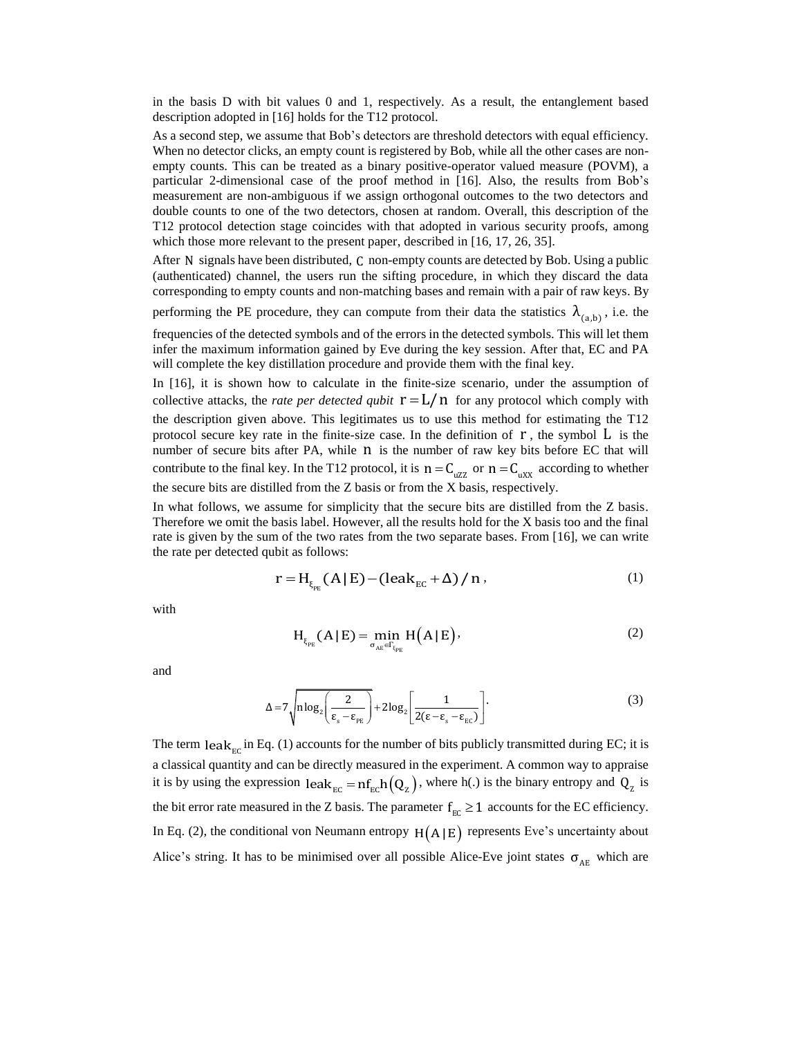in the basis D with bit values 0 and 1, respectively. As a result, the entanglement based description adopted in [16] holds for the T12 protocol.

As a second step, we assume that Bob's detectors are threshold detectors with equal efficiency. When no detector clicks, an empty count is registered by Bob, while all the other cases are non-empty counts. This can be treated as a binary positive-operator valued measure (POVM), a particular 2-dimensional case of the proof method in [16]. Also, the results from Bob's measurement are non-ambiguous if we assign orthogonal outcomes to the two detectors and double counts to one of the two detectors, chosen at random. Overall, this description of the T12 protocol detection stage coincides with that adopted in various security proofs, among which those more relevant to the present paper, described in [16, 17, 26, 35].

After $N$ signals have been distributed, $C$ non-empty counts are detected by Bob. Using a public (authenticated) channel, the users run the sifting procedure, in which they discard the data corresponding to empty counts and non-matching bases and remain with a pair of raw keys. By performing the PE procedure, they can compute from their data the statistics $\lambda_{(a,b)}$, i.e. the frequencies of the detected symbols and of the errors in the detected symbols. This will let them infer the maximum information gained by Eve during the key session. After that, EC and PA will complete the key distillation procedure and provide them with the final key.

In [16], it is shown how to calculate in the finite-size scenario, under the assumption of collective attacks, the *rate per detected qubit* $r = L/n$ for any protocol which comply with the description given above. This legitimates us to use this method for estimating the T12 protocol secure key rate in the finite-size case. In the definition of $r$, the symbol $L$ is the number of secure bits after PA, while $n$ is the number of raw key bits before EC that will contribute to the final key. In the T12 protocol, it is $n = C_{uZZ}$ or $n = C_{uXX}$ according to whether the secure bits are distilled from the Z basis or from the X basis, respectively.

In what follows, we assume for simplicity that the secure bits are distilled from the Z basis. Therefore we omit the basis label. However, all the results hold for the X basis too and the final rate is given by the sum of the two rates from the two separate bases. From [16], we can write the rate per detected qubit as follows:

$$r = H_{\xi_{PE}}(A|E) - (\text{leak}_{EC} + \Delta)/n\,, \tag{1}$$

with

$$H_{\xi_{PE}}(A|E) = \min_{\sigma_{AE} \in \Gamma_{\xi_{PE}}} H\left(A|E\right), \tag{2}$$

and

$$\Delta = 7\sqrt{n\log_2\left(\frac{2}{\varepsilon_s - \varepsilon_{PE}}\right)} + 2\log_2\left[\frac{1}{2(\varepsilon - \varepsilon_s - \varepsilon_{EC})}\right]. \tag{3}$$

The term $\text{leak}_{EC}$ in Eq. (1) accounts for the number of bits publicly transmitted during EC; it is a classical quantity and can be directly measured in the experiment. A common way to appraise it is by using the expression $\text{leak}_{EC} = n f_{EC} h\left(Q_Z\right)$, where h(.) is the binary entropy and $Q_Z$ is the bit error rate measured in the Z basis. The parameter $f_{EC} \geq 1$ accounts for the EC efficiency. In Eq. (2), the conditional von Neumann entropy $H\left(A|E\right)$ represents Eve's uncertainty about Alice's string. It has to be minimised over all possible Alice-Eve joint states $\sigma_{AE}$ which are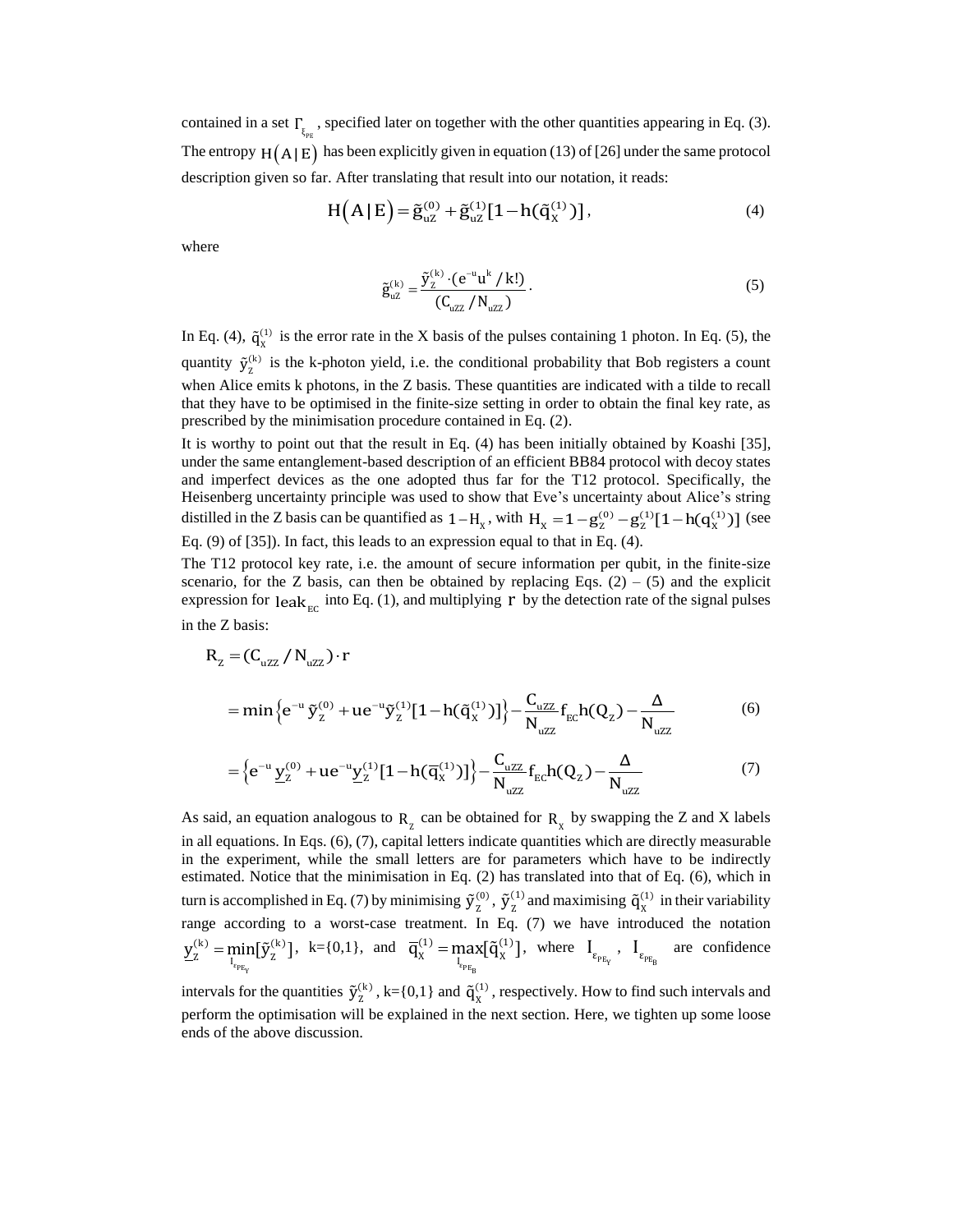contained in a set $\Gamma_{\xi_{PE}}$, specified later on together with the other quantities appearing in Eq. (3). The entropy $H(A|E)$ has been explicitly given in equation (13) of [26] under the same protocol description given so far. After translating that result into our notation, it reads:

$$H(A|E) = \tilde{g}_{uZ}^{(0)} + \tilde{g}_{uZ}^{(1)}[1 - h(\tilde{q}_X^{(1)})], \tag{4}$$

where

$$\tilde{g}_{uZ}^{(k)} = \frac{\tilde{y}_Z^{(k)} \cdot (e^{-u}u^k / k!)}{(C_{uZZ} / N_{uZZ})}. \tag{5}$$

In Eq. (4), $\tilde{q}_X^{(1)}$ is the error rate in the X basis of the pulses containing 1 photon. In Eq. (5), the quantity $\tilde{y}_Z^{(k)}$ is the k-photon yield, i.e. the conditional probability that Bob registers a count when Alice emits k photons, in the Z basis. These quantities are indicated with a tilde to recall that they have to be optimised in the finite-size setting in order to obtain the final key rate, as prescribed by the minimisation procedure contained in Eq. (2).

It is worthy to point out that the result in Eq. (4) has been initially obtained by Koashi [35], under the same entanglement-based description of an efficient BB84 protocol with decoy states and imperfect devices as the one adopted thus far for the T12 protocol. Specifically, the Heisenberg uncertainty principle was used to show that Eve's uncertainty about Alice's string distilled in the Z basis can be quantified as $1 - H_X$, with $H_X = 1 - g_Z^{(0)} - g_Z^{(1)}[1 - h(q_X^{(1)})]$ (see Eq. (9) of [35]). In fact, this leads to an expression equal to that in Eq. (4).

The T12 protocol key rate, i.e. the amount of secure information per qubit, in the finite-size scenario, for the Z basis, can then be obtained by replacing Eqs. (2) – (5) and the explicit expression for $\mathrm{leak}_{EC}$ into Eq. (1), and multiplying $r$ by the detection rate of the signal pulses in the Z basis:

$$R_Z = (C_{uZZ} / N_{uZZ}) \cdot r$$

$$= \min\left\{e^{-u}\,\tilde{y}_Z^{(0)} + ue^{-u}\tilde{y}_Z^{(1)}[1 - h(\tilde{q}_X^{(1)})]\right\} - \frac{C_{uZZ}}{N_{uZZ}} f_{EC} h(Q_Z) - \frac{\Delta}{N_{uZZ}} \tag{6}$$

$$= \left\{e^{-u}\,\underline{y}_Z^{(0)} + ue^{-u}\underline{y}_Z^{(1)}[1 - h(\overline{q}_X^{(1)})]\right\} - \frac{C_{uZZ}}{N_{uZZ}} f_{EC} h(Q_Z) - \frac{\Delta}{N_{uZZ}} \tag{7}$$

As said, an equation analogous to $R_Z$ can be obtained for $R_X$ by swapping the Z and X labels in all equations. In Eqs. (6), (7), capital letters indicate quantities which are directly measurable in the experiment, while the small letters are for parameters which have to be indirectly estimated. Notice that the minimisation in Eq. (2) has translated into that of Eq. (6), which in turn is accomplished in Eq. (7) by minimising $\tilde{y}_Z^{(0)}$, $\tilde{y}_Z^{(1)}$ and maximising $\tilde{q}_X^{(1)}$ in their variability range according to a worst-case treatment. In Eq. (7) we have introduced the notation $\underline{y}_Z^{(k)} = \min_{I_{\varepsilon_{PE_Y}}}[\tilde{y}_Z^{(k)}]$, k={0,1}, and $\overline{q}_X^{(1)} = \max_{I_{\varepsilon_{PE_B}}}[\tilde{q}_X^{(1)}]$, where $I_{\varepsilon_{PE_Y}}$, $I_{\varepsilon_{PE_B}}$ are confidence intervals for the quantities $\tilde{y}_Z^{(k)}$, k={0,1} and $\tilde{q}_X^{(1)}$, respectively. How to find such intervals and perform the optimisation will be explained in the next section. Here, we tighten up some loose ends of the above discussion.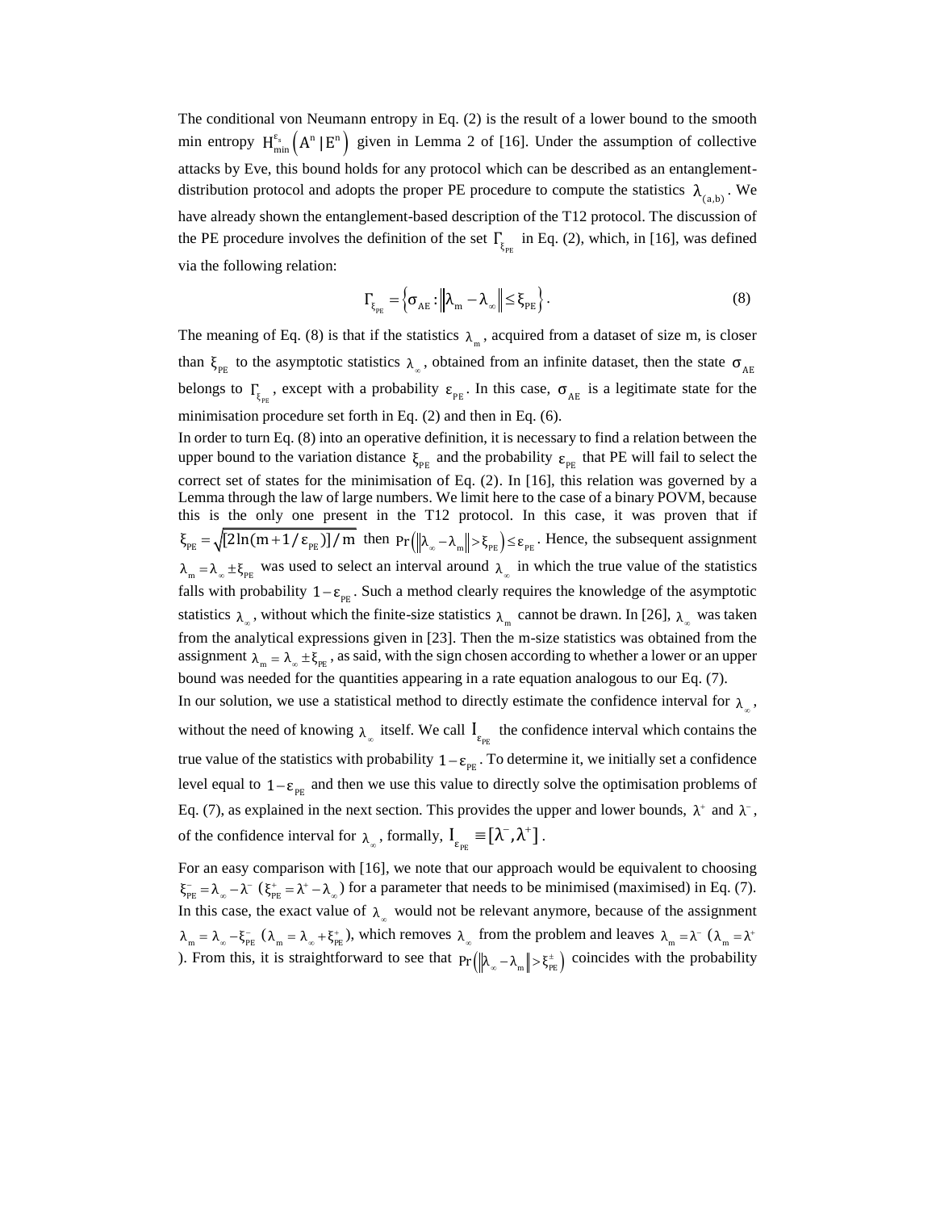The conditional von Neumann entropy in Eq. (2) is the result of a lower bound to the smooth min entropy $H_{min}^{\varepsilon_s}\left(A^n|E^n\right)$ given in Lemma 2 of [16]. Under the assumption of collective attacks by Eve, this bound holds for any protocol which can be described as an entanglement-distribution protocol and adopts the proper PE procedure to compute the statistics $\lambda_{(a,b)}$. We have already shown the entanglement-based description of the T12 protocol. The discussion of the PE procedure involves the definition of the set $\Gamma_{\xi_{PE}}$ in Eq. (2), which, in [16], was defined via the following relation:

$$\Gamma_{\xi_{PE}} = \left\{\sigma_{AE} : \left\|\lambda_m - \lambda_\infty\right\| \leq \xi_{PE}\right\}. \tag{8}$$

The meaning of Eq. (8) is that if the statistics $\lambda_m$, acquired from a dataset of size m, is closer than $\xi_{PE}$ to the asymptotic statistics $\lambda_\infty$, obtained from an infinite dataset, then the state $\sigma_{AE}$ belongs to $\Gamma_{\xi_{PE}}$, except with a probability $\varepsilon_{PE}$. In this case, $\sigma_{AE}$ is a legitimate state for the minimisation procedure set forth in Eq. (2) and then in Eq. (6).

In order to turn Eq. (8) into an operative definition, it is necessary to find a relation between the upper bound to the variation distance $\xi_{PE}$ and the probability $\varepsilon_{PE}$ that PE will fail to select the correct set of states for the minimisation of Eq. (2). In [16], this relation was governed by a Lemma through the law of large numbers. We limit here to the case of a binary POVM, because this is the only one present in the T12 protocol. In this case, it was proven that if $\xi_{PE} = \sqrt{[2\ln(m+1/\varepsilon_{PE})]/m}$ then $\Pr\left(\left\|\lambda_\infty - \lambda_m\right\| > \xi_{PE}\right) \leq \varepsilon_{PE}$. Hence, the subsequent assignment $\lambda_m = \lambda_\infty \pm \xi_{PE}$ was used to select an interval around $\lambda_\infty$ in which the true value of the statistics falls with probability $1-\varepsilon_{PE}$. Such a method clearly requires the knowledge of the asymptotic statistics $\lambda_\infty$, without which the finite-size statistics $\lambda_m$ cannot be drawn. In [26], $\lambda_\infty$ was taken from the analytical expressions given in [23]. Then the m-size statistics was obtained from the assignment $\lambda_m = \lambda_\infty \pm \xi_{PE}$, as said, with the sign chosen according to whether a lower or an upper bound was needed for the quantities appearing in a rate equation analogous to our Eq. (7).

In our solution, we use a statistical method to directly estimate the confidence interval for $\lambda_\infty$, without the need of knowing $\lambda_\infty$ itself. We call $I_{\varepsilon_{PE}}$ the confidence interval which contains the true value of the statistics with probability $1-\varepsilon_{PE}$. To determine it, we initially set a confidence level equal to $1-\varepsilon_{PE}$ and then we use this value to directly solve the optimisation problems of Eq. (7), as explained in the next section. This provides the upper and lower bounds, $\lambda^+$ and $\lambda^-$, of the confidence interval for $\lambda_\infty$, formally, $I_{\varepsilon_{PE}} \equiv [\lambda^-, \lambda^+]$.

For an easy comparison with [16], we note that our approach would be equivalent to choosing $\xi_{PE}^- = \lambda_\infty - \lambda^-$ ($\xi_{PE}^+ = \lambda^+ - \lambda_\infty$) for a parameter that needs to be minimised (maximised) in Eq. (7). In this case, the exact value of $\lambda_\infty$ would not be relevant anymore, because of the assignment $\lambda_m = \lambda_\infty - \xi_{PE}^-$ ($\lambda_m = \lambda_\infty + \xi_{PE}^+$), which removes $\lambda_\infty$ from the problem and leaves $\lambda_m = \lambda^-$ ($\lambda_m = \lambda^+$). From this, it is straightforward to see that $\Pr\left(\left\|\lambda_\infty - \lambda_m\right\| > \xi_{PE}^\pm\right)$ coincides with the probability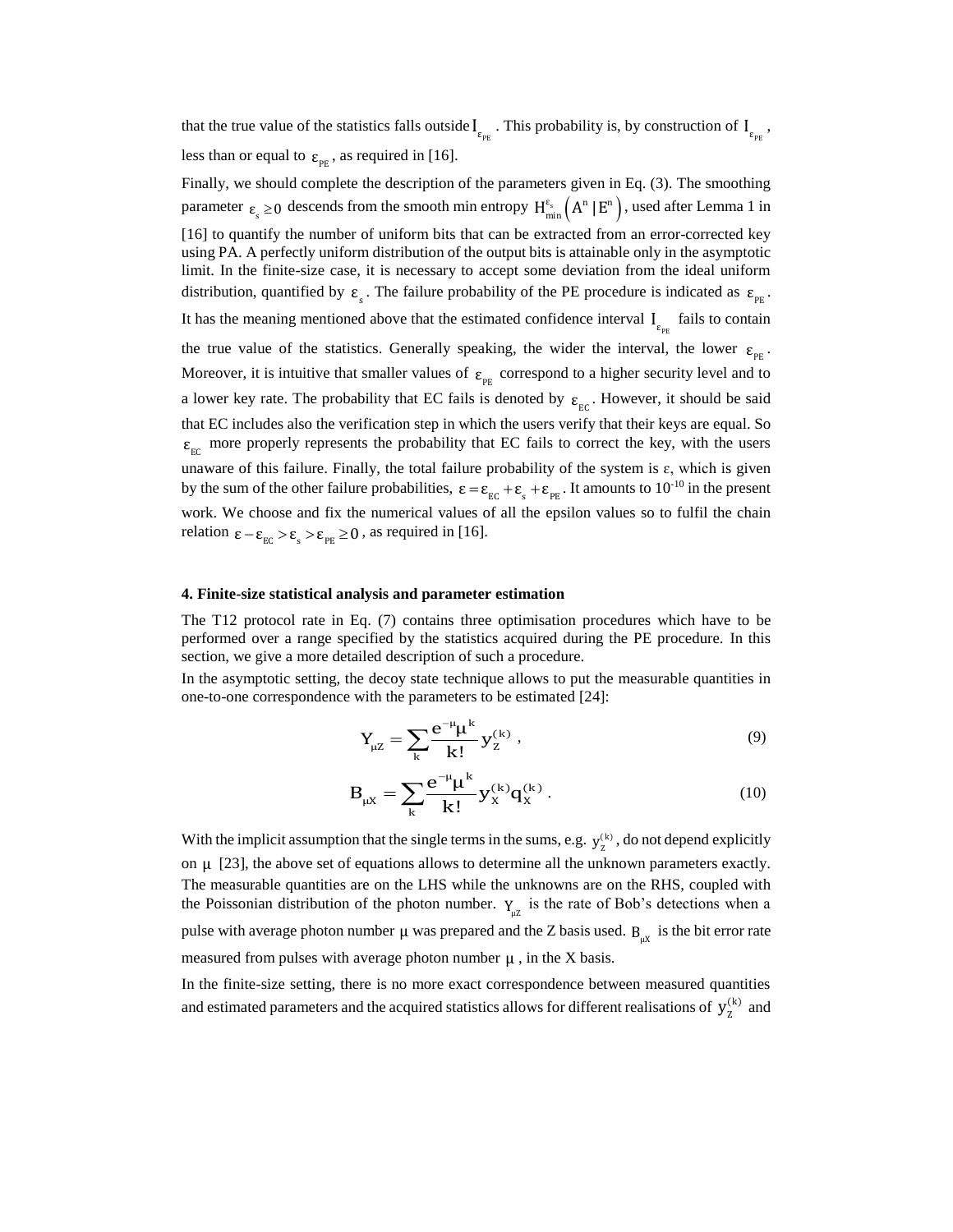that the true value of the statistics falls outside $I_{\varepsilon_{PE}}$. This probability is, by construction of $I_{\varepsilon_{PE}}$, less than or equal to $\varepsilon_{PE}$, as required in [16].

Finally, we should complete the description of the parameters given in Eq. (3). The smoothing parameter $\varepsilon_s \geq 0$ descends from the smooth min entropy $H_{\min}^{\varepsilon_s}\left(A^n | E^n\right)$, used after Lemma 1 in [16] to quantify the number of uniform bits that can be extracted from an error-corrected key using PA. A perfectly uniform distribution of the output bits is attainable only in the asymptotic limit. In the finite-size case, it is necessary to accept some deviation from the ideal uniform distribution, quantified by $\varepsilon_s$. The failure probability of the PE procedure is indicated as $\varepsilon_{PE}$. It has the meaning mentioned above that the estimated confidence interval $I_{\varepsilon_{PE}}$ fails to contain the true value of the statistics. Generally speaking, the wider the interval, the lower $\varepsilon_{PE}$. Moreover, it is intuitive that smaller values of $\varepsilon_{PE}$ correspond to a higher security level and to a lower key rate. The probability that EC fails is denoted by $\varepsilon_{EC}$. However, it should be said that EC includes also the verification step in which the users verify that their keys are equal. So $\varepsilon_{EC}$ more properly represents the probability that EC fails to correct the key, with the users unaware of this failure. Finally, the total failure probability of the system is ε, which is given by the sum of the other failure probabilities, $\varepsilon = \varepsilon_{EC} + \varepsilon_s + \varepsilon_{PE}$. It amounts to $10^{-10}$ in the present work. We choose and fix the numerical values of all the epsilon values so to fulfil the chain relation $\varepsilon - \varepsilon_{EC} > \varepsilon_s > \varepsilon_{PE} \geq 0$, as required in [16].

#### 4. Finite-size statistical analysis and parameter estimation

The T12 protocol rate in Eq. (7) contains three optimisation procedures which have to be performed over a range specified by the statistics acquired during the PE procedure. In this section, we give a more detailed description of such a procedure.

In the asymptotic setting, the decoy state technique allows to put the measurable quantities in one-to-one correspondence with the parameters to be estimated [24]:

$$Y_{\mu Z} = \sum_k \frac{e^{-\mu}\mu^k}{k!} y_Z^{(k)} , \tag{9}$$

$$B_{\mu X} = \sum_k \frac{e^{-\mu}\mu^k}{k!} y_X^{(k)} q_X^{(k)} . \tag{10}$$

With the implicit assumption that the single terms in the sums, e.g. $y_Z^{(k)}$, do not depend explicitly on $\mu$ [23], the above set of equations allows to determine all the unknown parameters exactly. The measurable quantities are on the LHS while the unknowns are on the RHS, coupled with the Poissonian distribution of the photon number. $Y_{\mu Z}$ is the rate of Bob's detections when a pulse with average photon number $\mu$ was prepared and the Z basis used. $B_{\mu X}$ is the bit error rate measured from pulses with average photon number $\mu$, in the X basis.

In the finite-size setting, there is no more exact correspondence between measured quantities and estimated parameters and the acquired statistics allows for different realisations of $y_Z^{(k)}$ and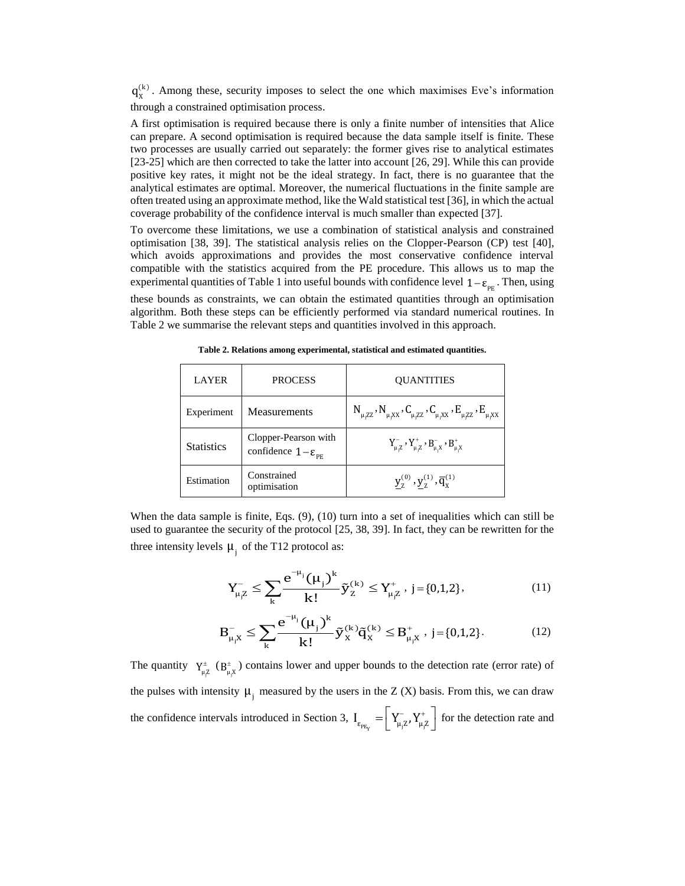$q_X^{(k)}$. Among these, security imposes to select the one which maximises Eve's information through a constrained optimisation process.

A first optimisation is required because there is only a finite number of intensities that Alice can prepare. A second optimisation is required because the data sample itself is finite. These two processes are usually carried out separately: the former gives rise to analytical estimates [23-25] which are then corrected to take the latter into account [26, 29]. While this can provide positive key rates, it might not be the ideal strategy. In fact, there is no guarantee that the analytical estimates are optimal. Moreover, the numerical fluctuations in the finite sample are often treated using an approximate method, like the Wald statistical test [36], in which the actual coverage probability of the confidence interval is much smaller than expected [37].

To overcome these limitations, we use a combination of statistical analysis and constrained optimisation [38, 39]. The statistical analysis relies on the Clopper-Pearson (CP) test [40], which avoids approximations and provides the most conservative confidence interval compatible with the statistics acquired from the PE procedure. This allows us to map the experimental quantities of Table 1 into useful bounds with confidence level $1-\varepsilon_{PE}$. Then, using these bounds as constraints, we can obtain the estimated quantities through an optimisation algorithm. Both these steps can be efficiently performed via standard numerical routines. In Table 2 we summarise the relevant steps and quantities involved in this approach.

**Table 2. Relations among experimental, statistical and estimated quantities.**

| LAYER | PROCESS | QUANTITIES |
|---|---|---|
| Experiment | Measurements | $N_{\mu_j ZZ}, N_{\mu_j XX}, C_{\mu_j ZZ}, C_{\mu_j XX}, E_{\mu_j ZZ}, E_{\mu_j XX}$ |
| Statistics | Clopper-Pearson with confidence $1-\varepsilon_{PE}$ | $Y^-_{\mu_j Z}, Y^+_{\mu_j Z}, B^-_{\mu_j X}, B^+_{\mu_j X}$ |
| Estimation | Constrained optimisation | $\underline{y}_Z^{(0)}, \underline{y}_Z^{(1)}, \overline{q}_X^{(1)}$ |

When the data sample is finite, Eqs. (9), (10) turn into a set of inequalities which can still be used to guarantee the security of the protocol [25, 38, 39]. In fact, they can be rewritten for the three intensity levels $\mu_j$ of the T12 protocol as:

$$Y^-_{\mu_j Z} \le \sum_k \frac{e^{-\mu_j}(\mu_j)^k}{k!}\tilde{y}_Z^{(k)} \le Y^+_{\mu_j Z}\ ,\ j=\{0,1,2\}, \tag{11}$$

$$B^-_{\mu_j X} \le \sum_k \frac{e^{-\mu_j}(\mu_j)^k}{k!}\tilde{y}_X^{(k)}\tilde{q}_X^{(k)} \le B^+_{\mu_j X}\ ,\ j=\{0,1,2\}. \tag{12}$$

The quantity $Y^{\pm}_{\mu_j Z}$ ($B^{\pm}_{\mu_j X}$) contains lower and upper bounds to the detection rate (error rate) of the pulses with intensity $\mu_j$ measured by the users in the Z (X) basis. From this, we can draw the confidence intervals introduced in Section 3, $I_{\varepsilon_{PE_Y}} = \left[Y^-_{\mu_j Z}, Y^+_{\mu_j Z}\right]$ for the detection rate and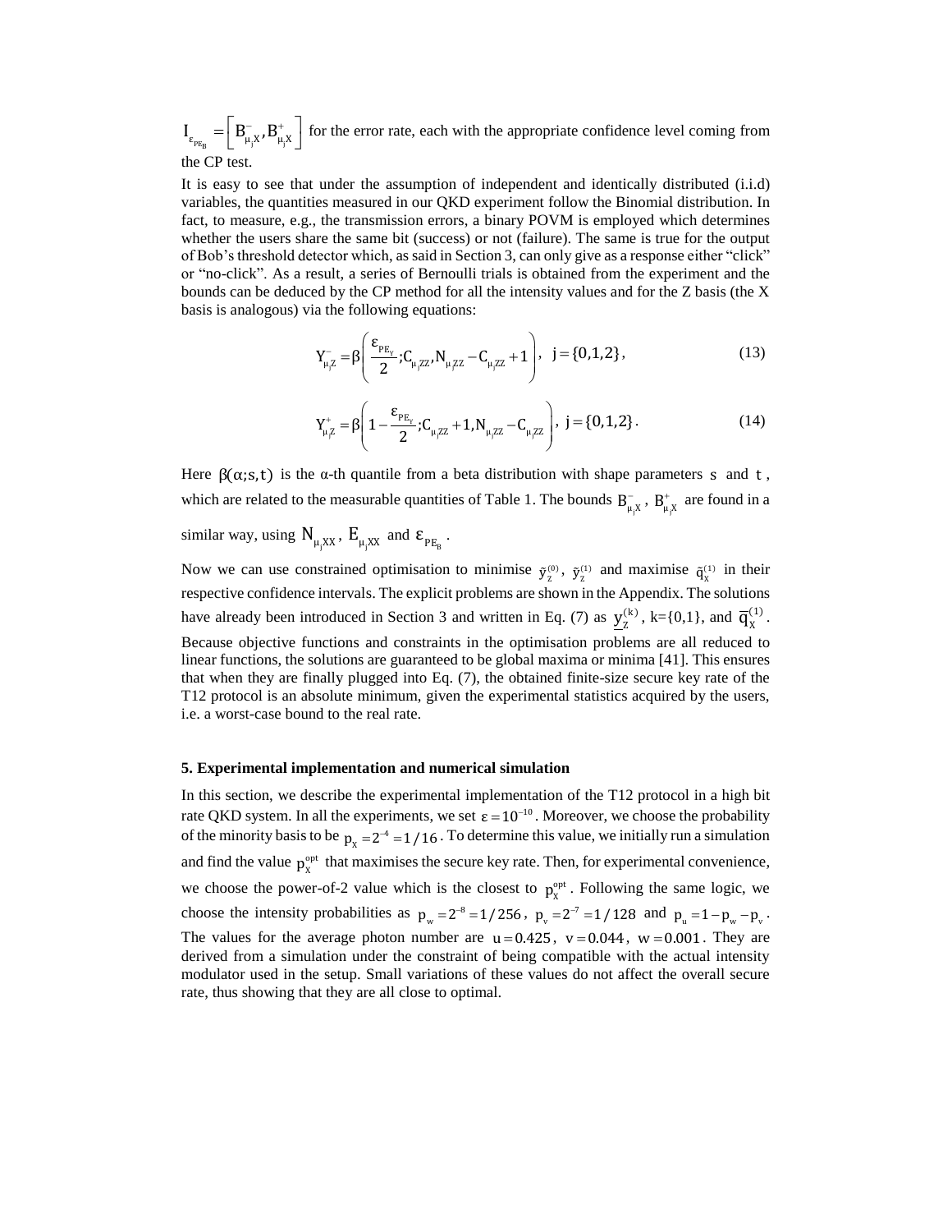$I_{\varepsilon_{PE_B}} = \left[ B^-_{\mu_j X}, B^+_{\mu_j X} \right]$ for the error rate, each with the appropriate confidence level coming from the CP test.

It is easy to see that under the assumption of independent and identically distributed (i.i.d) variables, the quantities measured in our QKD experiment follow the Binomial distribution. In fact, to measure, e.g., the transmission errors, a binary POVM is employed which determines whether the users share the same bit (success) or not (failure). The same is true for the output of Bob's threshold detector which, as said in Section 3, can only give as a response either "click" or "no-click". As a result, a series of Bernoulli trials is obtained from the experiment and the bounds can be deduced by the CP method for all the intensity values and for the Z basis (the X basis is analogous) via the following equations:

$$Y^-_{\mu_j Z} = \beta\left( \frac{\varepsilon_{PE_Y}}{2}; C_{\mu_j ZZ}, N_{\mu_j ZZ} - C_{\mu_j ZZ} + 1 \right), \quad j = \{0,1,2\}, \tag{13}$$

$$Y^+_{\mu_j Z} = \beta\left( 1 - \frac{\varepsilon_{PE_Y}}{2}; C_{\mu_j ZZ} + 1, N_{\mu_j ZZ} - C_{\mu_j ZZ} \right), \quad j = \{0,1,2\}. \tag{14}$$

Here $\beta(\alpha; s, t)$ is the α-th quantile from a beta distribution with shape parameters $s$ and $t$, which are related to the measurable quantities of Table 1. The bounds $B^-_{\mu_j X}$, $B^+_{\mu_j X}$ are found in a similar way, using $N_{\mu_j XX}$, $E_{\mu_j XX}$ and $\varepsilon_{PE_B}$.

Now we can use constrained optimisation to minimise $\tilde{y}^{(0)}_Z$, $\tilde{y}^{(1)}_Z$ and maximise $\tilde{q}^{(1)}_X$ in their respective confidence intervals. The explicit problems are shown in the Appendix. The solutions have already been introduced in Section 3 and written in Eq. (7) as $\underline{y}^{(k)}_Z$, k={0,1}, and $\overline{q}^{(1)}_X$. Because objective functions and constraints in the optimisation problems are all reduced to linear functions, the solutions are guaranteed to be global maxima or minima [41]. This ensures that when they are finally plugged into Eq. (7), the obtained finite-size secure key rate of the T12 protocol is an absolute minimum, given the experimental statistics acquired by the users, i.e. a worst-case bound to the real rate.

## 5. Experimental implementation and numerical simulation

In this section, we describe the experimental implementation of the T12 protocol in a high bit rate QKD system. In all the experiments, we set $\varepsilon = 10^{-10}$. Moreover, we choose the probability of the minority basis to be $p_X = 2^{-4} = 1/16$. To determine this value, we initially run a simulation and find the value $p^{opt}_X$ that maximises the secure key rate. Then, for experimental convenience, we choose the power-of-2 value which is the closest to $p^{opt}_X$. Following the same logic, we choose the intensity probabilities as $p_w = 2^{-8} = 1/256$, $p_v = 2^{-7} = 1/128$ and $p_u = 1 - p_w - p_v$. The values for the average photon number are $u = 0.425$, $v = 0.044$, $w = 0.001$. They are derived from a simulation under the constraint of being compatible with the actual intensity modulator used in the setup. Small variations of these values do not affect the overall secure rate, thus showing that they are all close to optimal.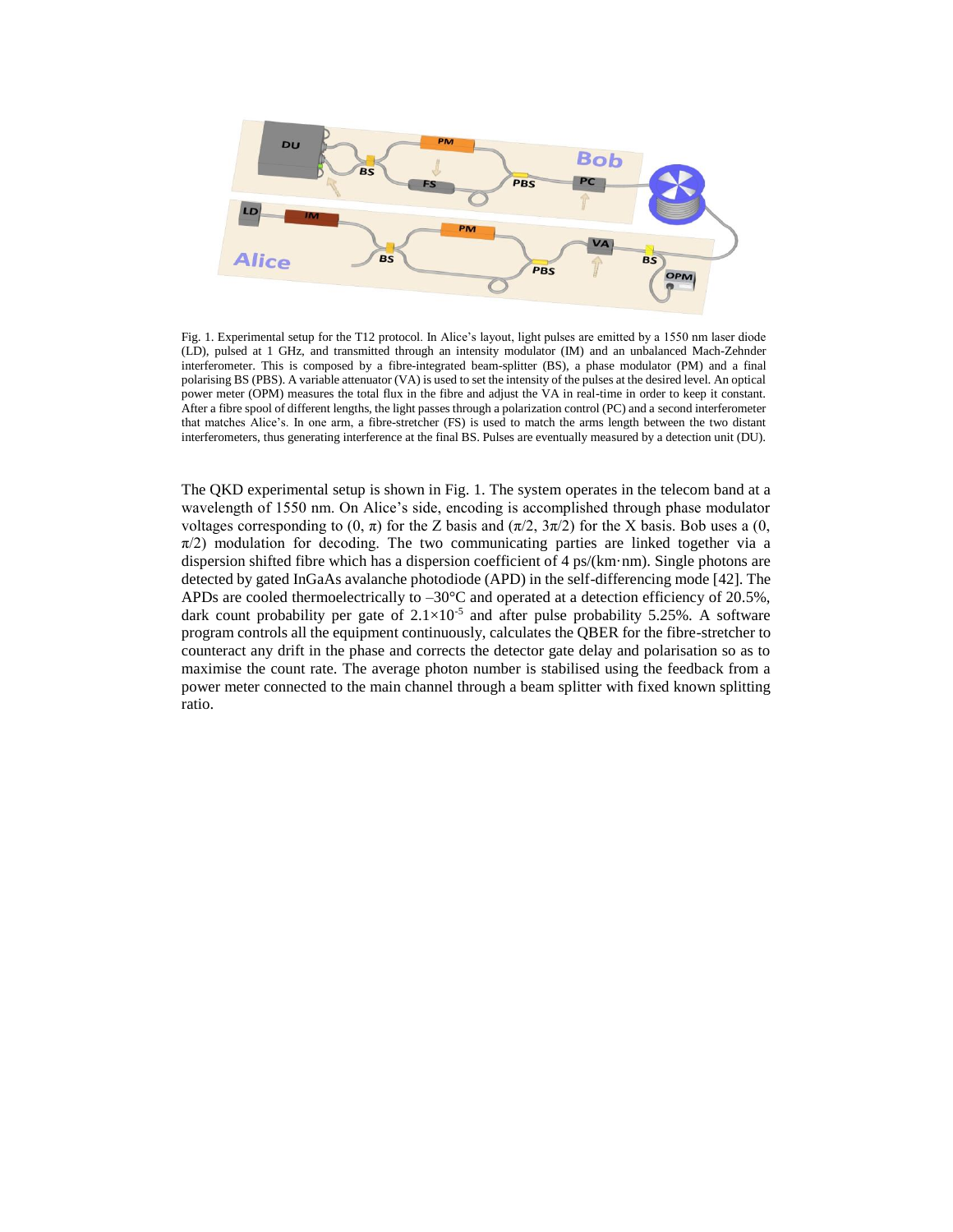Fig. 1. Experimental setup for the T12 protocol. In Alice's layout, light pulses are emitted by a 1550 nm laser diode (LD), pulsed at 1 GHz, and transmitted through an intensity modulator (IM) and an unbalanced Mach-Zehnder interferometer. This is composed by a fibre-integrated beam-splitter (BS), a phase modulator (PM) and a final polarising BS (PBS). A variable attenuator (VA) is used to set the intensity of the pulses at the desired level. An optical power meter (OPM) measures the total flux in the fibre and adjust the VA in real-time in order to keep it constant. After a fibre spool of different lengths, the light passes through a polarization control (PC) and a second interferometer that matches Alice's. In one arm, a fibre-stretcher (FS) is used to match the arms length between the two distant interferometers, thus generating interference at the final BS. Pulses are eventually measured by a detection unit (DU).

The QKD experimental setup is shown in Fig. 1. The system operates in the telecom band at a wavelength of 1550 nm. On Alice's side, encoding is accomplished through phase modulator voltages corresponding to $(0, \pi)$ for the Z basis and $(\pi/2, 3\pi/2)$ for the X basis. Bob uses a $(0, \pi/2)$ modulation for decoding. The two communicating parties are linked together via a dispersion shifted fibre which has a dispersion coefficient of 4 ps/(km·nm). Single photons are detected by gated InGaAs avalanche photodiode (APD) in the self-differencing mode [42]. The APDs are cooled thermoelectrically to –30°C and operated at a detection efficiency of 20.5%, dark count probability per gate of $2.1\times10^{-5}$ and after pulse probability 5.25%. A software program controls all the equipment continuously, calculates the QBER for the fibre-stretcher to counteract any drift in the phase and corrects the detector gate delay and polarisation so as to maximise the count rate. The average photon number is stabilised using the feedback from a power meter connected to the main channel through a beam splitter with fixed known splitting ratio.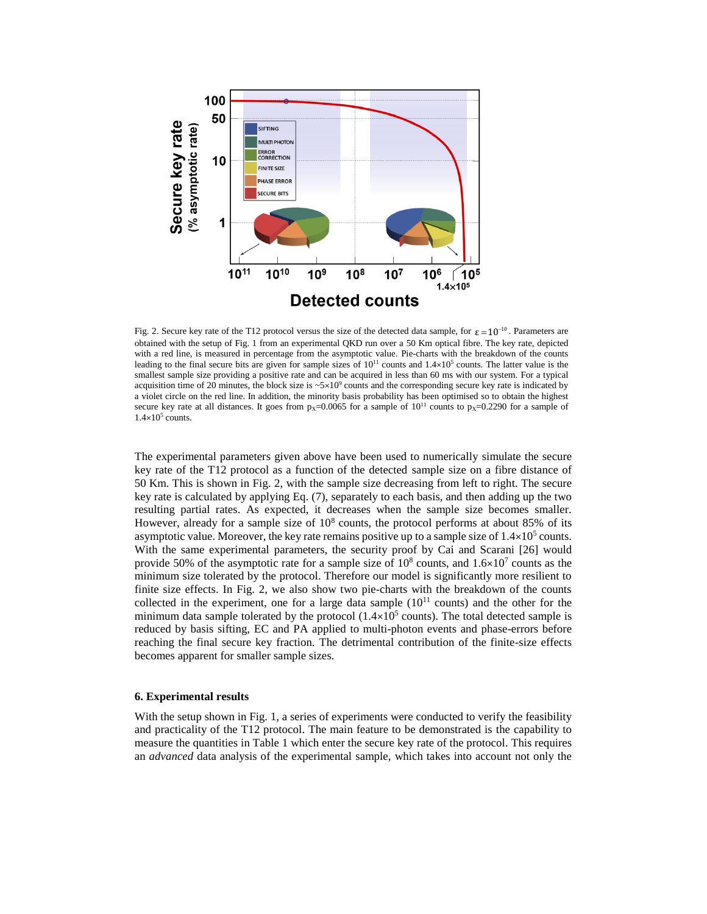Fig. 2. Secure key rate of the T12 protocol versus the size of the detected data sample, for $\varepsilon = 10^{-10}$. Parameters are obtained with the setup of Fig. 1 from an experimental QKD run over a 50 Km optical fibre. The key rate, depicted with a red line, is measured in percentage from the asymptotic value. Pie-charts with the breakdown of the counts leading to the final secure bits are given for sample sizes of $10^{11}$ counts and $1.4\times10^5$ counts. The latter value is the smallest sample size providing a positive rate and can be acquired in less than 60 ms with our system. For a typical acquisition time of 20 minutes, the block size is ~$5\times10^9$ counts and the corresponding secure key rate is indicated by a violet circle on the red line. In addition, the minority basis probability has been optimised so to obtain the highest secure key rate at all distances. It goes from $p_X$=0.0065 for a sample of $10^{11}$ counts to $p_X$=0.2290 for a sample of $1.4\times10^5$ counts.

The experimental parameters given above have been used to numerically simulate the secure key rate of the T12 protocol as a function of the detected sample size on a fibre distance of 50 Km. This is shown in Fig. 2, with the sample size decreasing from left to right. The secure key rate is calculated by applying Eq. (7), separately to each basis, and then adding up the two resulting partial rates. As expected, it decreases when the sample size becomes smaller. However, already for a sample size of $10^8$ counts, the protocol performs at about 85% of its asymptotic value. Moreover, the key rate remains positive up to a sample size of $1.4\times10^5$ counts. With the same experimental parameters, the security proof by Cai and Scarani [26] would provide 50% of the asymptotic rate for a sample size of $10^8$ counts, and $1.6\times10^7$ counts as the minimum size tolerated by the protocol. Therefore our model is significantly more resilient to finite size effects. In Fig. 2, we also show two pie-charts with the breakdown of the counts collected in the experiment, one for a large data sample ($10^{11}$ counts) and the other for the minimum data sample tolerated by the protocol ($1.4\times10^5$ counts). The total detected sample is reduced by basis sifting, EC and PA applied to multi-photon events and phase-errors before reaching the final secure key fraction. The detrimental contribution of the finite-size effects becomes apparent for smaller sample sizes.

## 6. Experimental results

With the setup shown in Fig. 1, a series of experiments were conducted to verify the feasibility and practicality of the T12 protocol. The main feature to be demonstrated is the capability to measure the quantities in Table 1 which enter the secure key rate of the protocol. This requires an *advanced* data analysis of the experimental sample, which takes into account not only the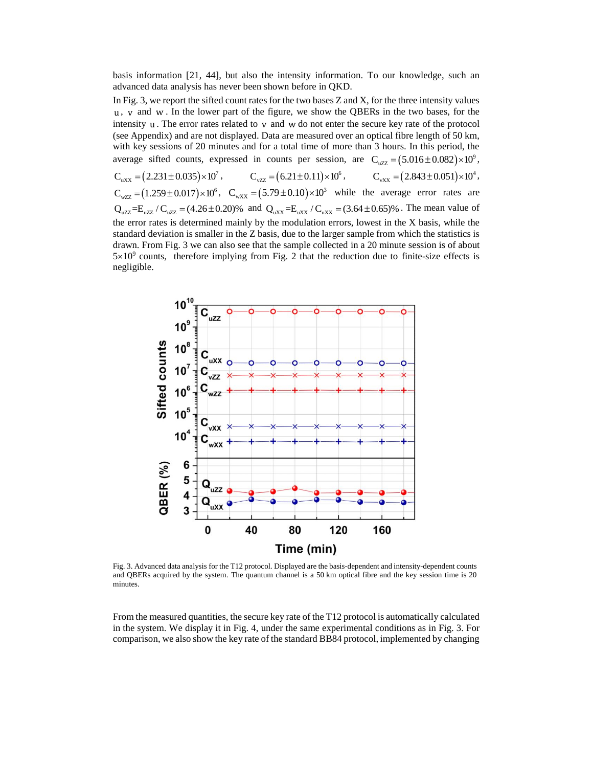basis information [21, 44], but also the intensity information. To our knowledge, such an advanced data analysis has never been shown before in QKD.

In Fig. 3, we report the sifted count rates for the two bases Z and X, for the three intensity values $u$, $v$ and $w$. In the lower part of the figure, we show the QBERs in the two bases, for the intensity $u$. The error rates related to $v$ and $w$ do not enter the secure key rate of the protocol (see Appendix) and are not displayed. Data are measured over an optical fibre length of 50 km, with key sessions of 20 minutes and for a total time of more than 3 hours. In this period, the average sifted counts, expressed in counts per session, are $C_{uZZ} = (5.016 \pm 0.082) \times 10^9$, $C_{uXX} = (2.231 \pm 0.035) \times 10^7$, $C_{vZZ} = (6.21 \pm 0.11) \times 10^6$, $C_{vXX} = (2.843 \pm 0.051) \times 10^4$, $C_{wZZ} = (1.259 \pm 0.017) \times 10^6$, $C_{wXX} = (5.79 \pm 0.10) \times 10^3$ while the average error rates are $Q_{uZZ} = E_{uZZ} / C_{uZZ} = (4.26 \pm 0.20)\%$ and $Q_{uXX} = E_{uXX} / C_{uXX} = (3.64 \pm 0.65)\%$. The mean value of the error rates is determined mainly by the modulation errors, lowest in the X basis, while the standard deviation is smaller in the Z basis, due to the larger sample from which the statistics is drawn. From Fig. 3 we can also see that the sample collected in a 20 minute session is of about $5 \times 10^9$ counts, therefore implying from Fig. 2 that the reduction due to finite-size effects is negligible.

Fig. 3. Advanced data analysis for the T12 protocol. Displayed are the basis-dependent and intensity-dependent counts and QBERs acquired by the system. The quantum channel is a 50 km optical fibre and the key session time is 20 minutes.

From the measured quantities, the secure key rate of the T12 protocol is automatically calculated in the system. We display it in Fig. 4, under the same experimental conditions as in Fig. 3. For comparison, we also show the key rate of the standard BB84 protocol, implemented by changing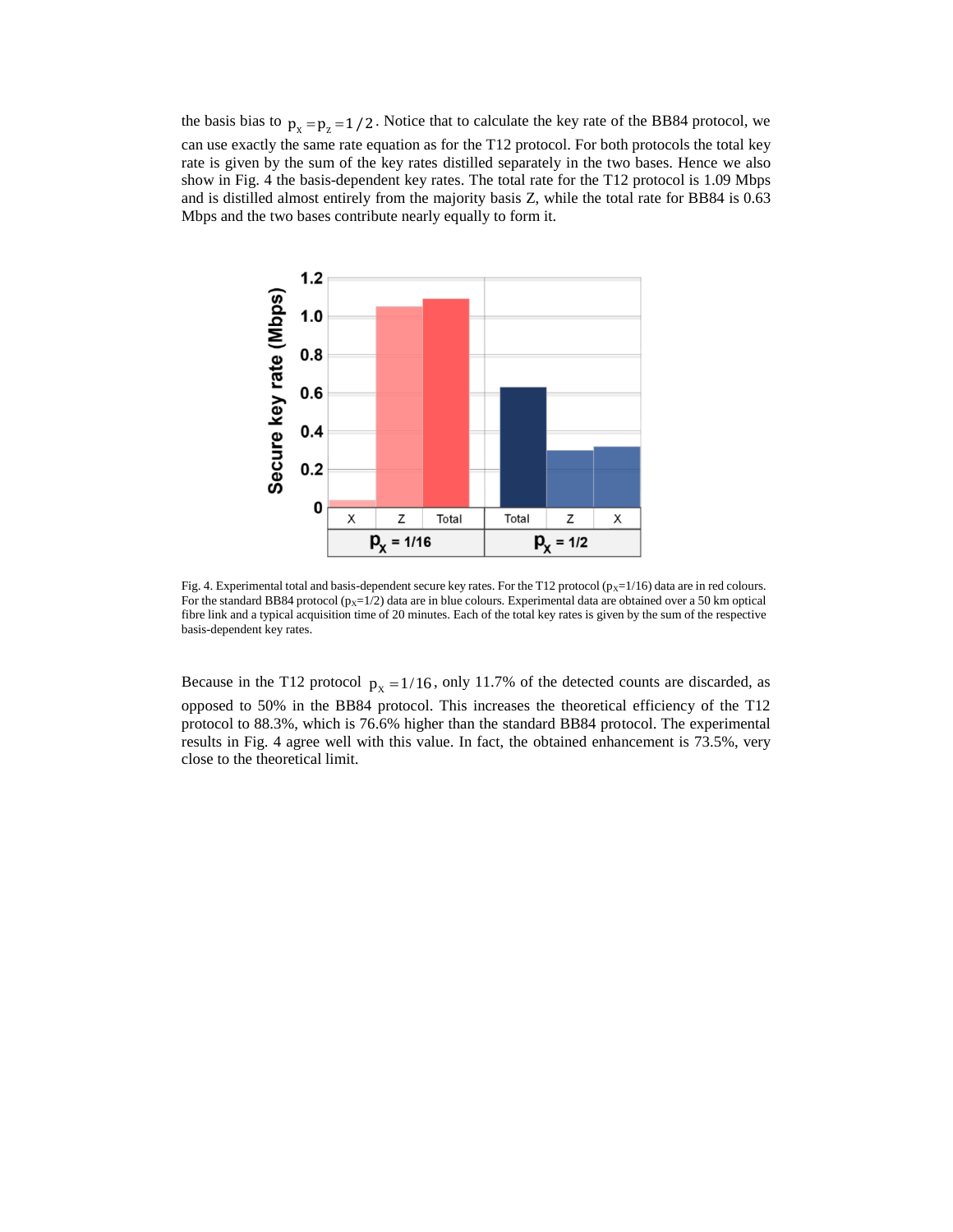the basis bias to $p_x = p_z = 1/2$. Notice that to calculate the key rate of the BB84 protocol, we can use exactly the same rate equation as for the T12 protocol. For both protocols the total key rate is given by the sum of the key rates distilled separately in the two bases. Hence we also show in Fig. 4 the basis-dependent key rates. The total rate for the T12 protocol is 1.09 Mbps and is distilled almost entirely from the majority basis Z, while the total rate for BB84 is 0.63 Mbps and the two bases contribute nearly equally to form it.

Fig. 4. Experimental total and basis-dependent secure key rates. For the T12 protocol ($p_X$=1/16) data are in red colours. For the standard BB84 protocol ($p_X$=1/2) data are in blue colours. Experimental data are obtained over a 50 km optical fibre link and a typical acquisition time of 20 minutes. Each of the total key rates is given by the sum of the respective basis-dependent key rates.

Because in the T12 protocol $p_X = 1/16$, only 11.7% of the detected counts are discarded, as opposed to 50% in the BB84 protocol. This increases the theoretical efficiency of the T12 protocol to 88.3%, which is 76.6% higher than the standard BB84 protocol. The experimental results in Fig. 4 agree well with this value. In fact, the obtained enhancement is 73.5%, very close to the theoretical limit.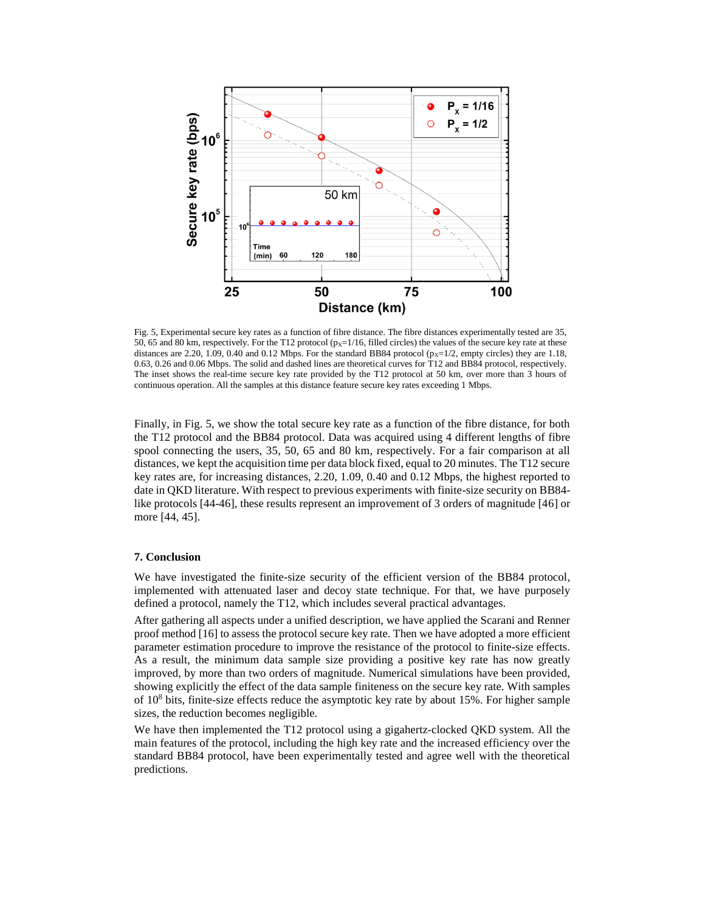Fig. 5, Experimental secure key rates as a function of fibre distance. The fibre distances experimentally tested are 35, 50, 65 and 80 km, respectively. For the T12 protocol ($p_X$=1/16, filled circles) the values of the secure key rate at these distances are 2.20, 1.09, 0.40 and 0.12 Mbps. For the standard BB84 protocol ($p_X$=1/2, empty circles) they are 1.18, 0.63, 0.26 and 0.06 Mbps. The solid and dashed lines are theoretical curves for T12 and BB84 protocol, respectively. The inset shows the real-time secure key rate provided by the T12 protocol at 50 km, over more than 3 hours of continuous operation. All the samples at this distance feature secure key rates exceeding 1 Mbps.

Finally, in Fig. 5, we show the total secure key rate as a function of the fibre distance, for both the T12 protocol and the BB84 protocol. Data was acquired using 4 different lengths of fibre spool connecting the users, 35, 50, 65 and 80 km, respectively. For a fair comparison at all distances, we kept the acquisition time per data block fixed, equal to 20 minutes. The T12 secure key rates are, for increasing distances, 2.20, 1.09, 0.40 and 0.12 Mbps, the highest reported to date in QKD literature. With respect to previous experiments with finite-size security on BB84-like protocols [44-46], these results represent an improvement of 3 orders of magnitude [46] or more [44, 45].

### 7. Conclusion

We have investigated the finite-size security of the efficient version of the BB84 protocol, implemented with attenuated laser and decoy state technique. For that, we have purposely defined a protocol, namely the T12, which includes several practical advantages.

After gathering all aspects under a unified description, we have applied the Scarani and Renner proof method [16] to assess the protocol secure key rate. Then we have adopted a more efficient parameter estimation procedure to improve the resistance of the protocol to finite-size effects. As a result, the minimum data sample size providing a positive key rate has now greatly improved, by more than two orders of magnitude. Numerical simulations have been provided, showing explicitly the effect of the data sample finiteness on the secure key rate. With samples of $10^8$ bits, finite-size effects reduce the asymptotic key rate by about 15%. For higher sample sizes, the reduction becomes negligible.

We have then implemented the T12 protocol using a gigahertz-clocked QKD system. All the main features of the protocol, including the high key rate and the increased efficiency over the standard BB84 protocol, have been experimentally tested and agree well with the theoretical predictions.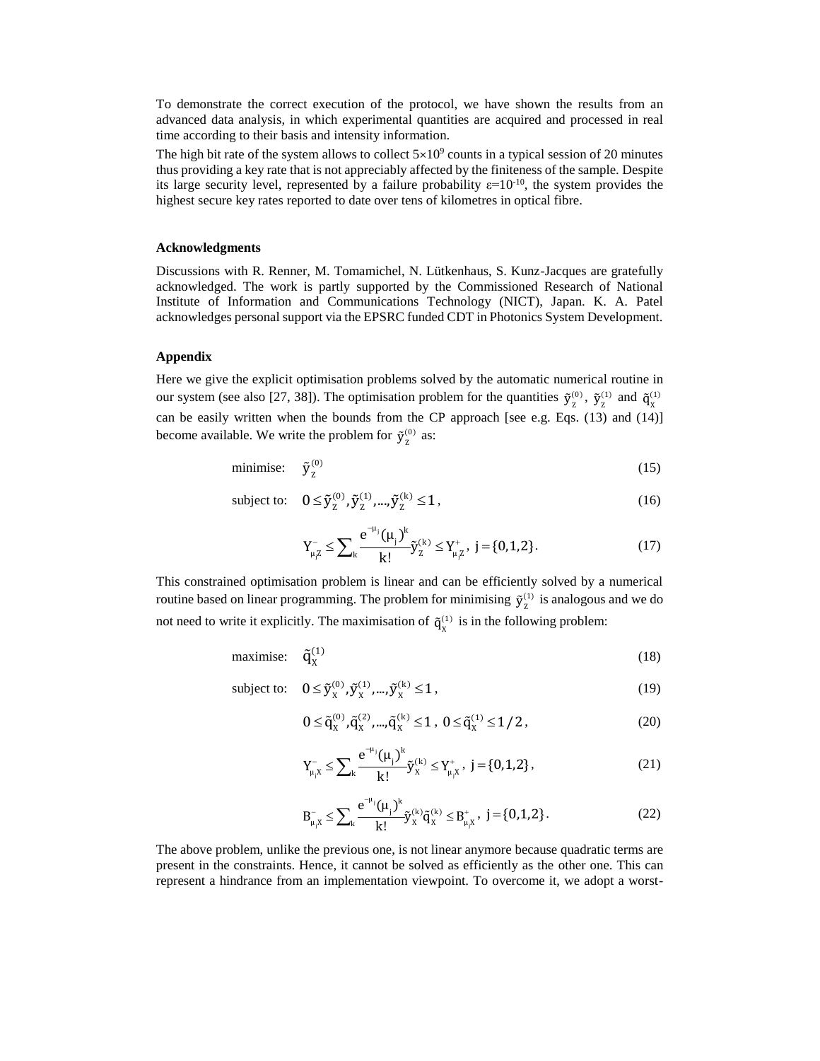To demonstrate the correct execution of the protocol, we have shown the results from an advanced data analysis, in which experimental quantities are acquired and processed in real time according to their basis and intensity information.

The high bit rate of the system allows to collect $5\times10^9$ counts in a typical session of 20 minutes thus providing a key rate that is not appreciably affected by the finiteness of the sample. Despite its large security level, represented by a failure probability $\varepsilon=10^{-10}$, the system provides the highest secure key rates reported to date over tens of kilometres in optical fibre.

#### Acknowledgments

Discussions with R. Renner, M. Tomamichel, N. Lütkenhaus, S. Kunz-Jacques are gratefully acknowledged. The work is partly supported by the Commissioned Research of National Institute of Information and Communications Technology (NICT), Japan. K. A. Patel acknowledges personal support via the EPSRC funded CDT in Photonics System Development.

#### Appendix

Here we give the explicit optimisation problems solved by the automatic numerical routine in our system (see also [27, 38]). The optimisation problem for the quantities $\tilde{y}_Z^{(0)}$, $\tilde{y}_Z^{(1)}$ and $\tilde{q}_X^{(1)}$ can be easily written when the bounds from the CP approach [see e.g. Eqs. (13) and (14)] become available. We write the problem for $\tilde{y}_Z^{(0)}$ as:

$$\text{minimise:} \quad \tilde{y}_Z^{(0)} \tag{15}$$

$$\text{subject to:} \quad 0 \le \tilde{y}_Z^{(0)}, \tilde{y}_Z^{(1)}, \ldots, \tilde{y}_Z^{(k)} \le 1, \tag{16}$$

$$Y_{\mu_j Z}^- \le \sum_k \frac{e^{-\mu_j}(\mu_j)^k}{k!} \tilde{y}_Z^{(k)} \le Y_{\mu_j Z}^+, \; j = \{0,1,2\}. \tag{17}$$

This constrained optimisation problem is linear and can be efficiently solved by a numerical routine based on linear programming. The problem for minimising $\tilde{y}_Z^{(1)}$ is analogous and we do not need to write it explicitly. The maximisation of $\tilde{q}_X^{(1)}$ is in the following problem:

$$\text{maximise:} \quad \tilde{q}_X^{(1)} \tag{18}$$

$$\text{subject to:} \quad 0 \le \tilde{y}_X^{(0)}, \tilde{y}_X^{(1)}, \ldots, \tilde{y}_X^{(k)} \le 1, \tag{19}$$

$$0 \le \tilde{q}_X^{(0)}, \tilde{q}_X^{(2)}, \ldots, \tilde{q}_X^{(k)} \le 1, \; 0 \le \tilde{q}_X^{(1)} \le 1/2, \tag{20}$$

$$Y_{\mu_j X}^- \le \sum_k \frac{e^{-\mu_j}(\mu_j)^k}{k!} \tilde{y}_X^{(k)} \le Y_{\mu_j X}^+, \; j = \{0,1,2\}, \tag{21}$$

$$B_{\mu_j X}^- \le \sum_k \frac{e^{-\mu_j}(\mu_j)^k}{k!} \tilde{y}_X^{(k)} \tilde{q}_X^{(k)} \le B_{\mu_j X}^+, \; j = \{0,1,2\}. \tag{22}$$

The above problem, unlike the previous one, is not linear anymore because quadratic terms are present in the constraints. Hence, it cannot be solved as efficiently as the other one. This can represent a hindrance from an implementation viewpoint. To overcome it, we adopt a worst-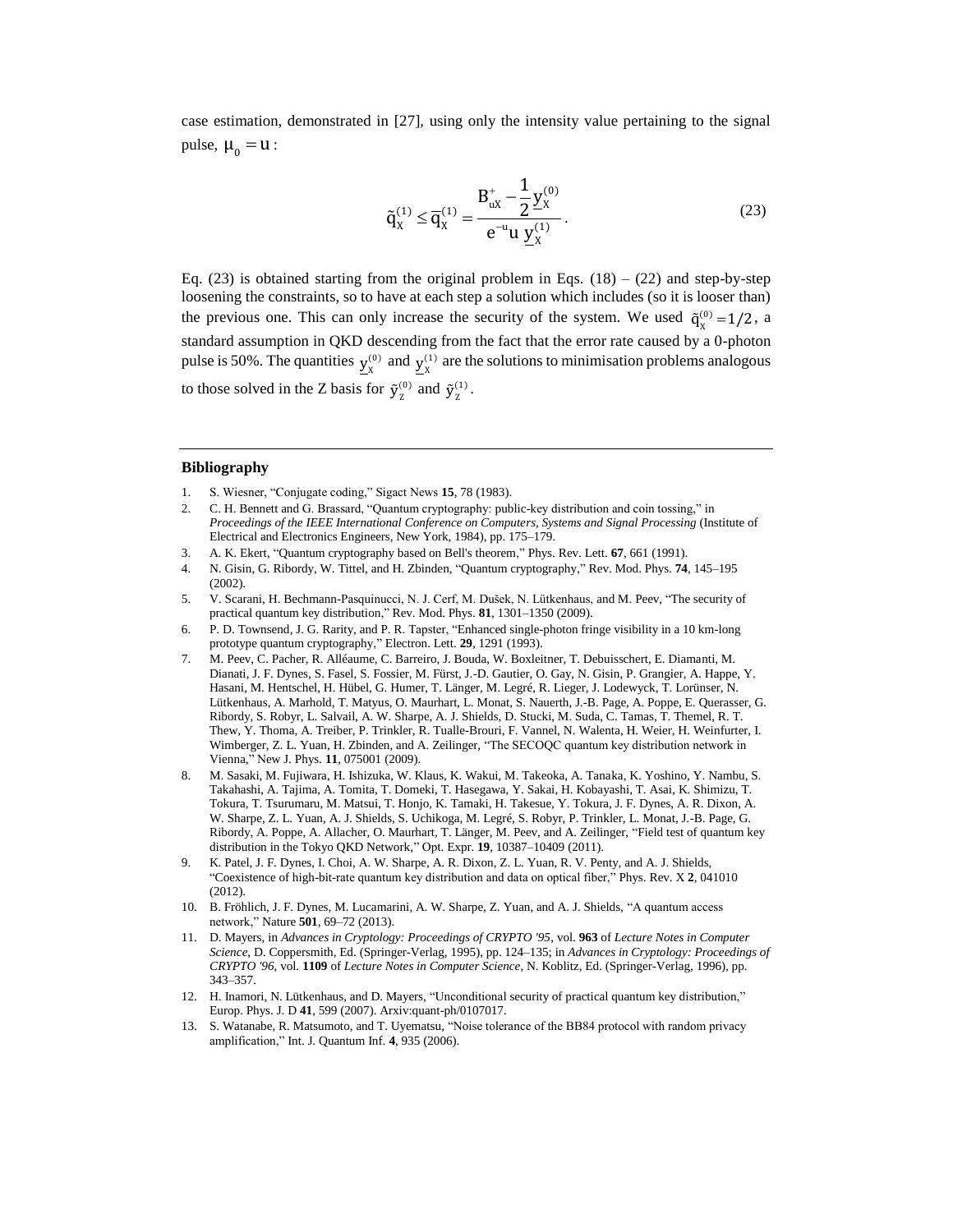case estimation, demonstrated in [27], using only the intensity value pertaining to the signal pulse, $\mu_0 = u$:

$$\tilde{q}_X^{(1)} \leq \overline{q}_X^{(1)} = \frac{B_{uX}^{+} - \frac{1}{2}\underline{y}_X^{(0)}}{e^{-u} u \, \underline{y}_X^{(1)}}. \tag{23}$$

Eq. (23) is obtained starting from the original problem in Eqs. (18) – (22) and step-by-step loosening the constraints, so to have at each step a solution which includes (so it is looser than) the previous one. This can only increase the security of the system. We used $\tilde{q}_X^{(0)} = 1/2$, a standard assumption in QKD descending from the fact that the error rate caused by a 0-photon pulse is 50%. The quantities $\underline{y}_X^{(0)}$ and $\underline{y}_X^{(1)}$ are the solutions to minimisation problems analogous to those solved in the Z basis for $\tilde{y}_Z^{(0)}$ and $\tilde{y}_Z^{(1)}$.

---

## Bibliography

1. S. Wiesner, "Conjugate coding," Sigact News **15**, 78 (1983).
2. C. H. Bennett and G. Brassard, "Quantum cryptography: public-key distribution and coin tossing," in *Proceedings of the IEEE International Conference on Computers, Systems and Signal Processing* (Institute of Electrical and Electronics Engineers, New York, 1984), pp. 175–179.
3. A. K. Ekert, "Quantum cryptography based on Bell's theorem," Phys. Rev. Lett. **67**, 661 (1991).
4. N. Gisin, G. Ribordy, W. Tittel, and H. Zbinden, "Quantum cryptography," Rev. Mod. Phys. **74**, 145–195 (2002).
5. V. Scarani, H. Bechmann-Pasquinucci, N. J. Cerf, M. Dušek, N. Lütkenhaus, and M. Peev, "The security of practical quantum key distribution," Rev. Mod. Phys. **81**, 1301–1350 (2009).
6. P. D. Townsend, J. G. Rarity, and P. R. Tapster, "Enhanced single-photon fringe visibility in a 10 km-long prototype quantum cryptography," Electron. Lett. **29**, 1291 (1993).
7. M. Peev, C. Pacher, R. Alléaume, C. Barreiro, J. Bouda, W. Boxleitner, T. Debuisschert, E. Diamanti, M. Dianati, J. F. Dynes, S. Fasel, S. Fossier, M. Fürst, J.-D. Gautier, O. Gay, N. Gisin, P. Grangier, A. Happe, Y. Hasani, M. Hentschel, H. Hübel, G. Humer, T. Länger, M. Legré, R. Lieger, J. Lodewyck, T. Lorünser, N. Lütkenhaus, A. Marhold, T. Matyus, O. Maurhart, L. Monat, S. Nauerth, J.-B. Page, A. Poppe, E. Querasser, G. Ribordy, S. Robyr, L. Salvail, A. W. Sharpe, A. J. Shields, D. Stucki, M. Suda, C. Tamas, T. Themel, R. T. Thew, Y. Thoma, A. Treiber, P. Trinkler, R. Tualle-Brouri, F. Vannel, N. Walenta, H. Weier, H. Weinfurter, I. Wimberger, Z. L. Yuan, H. Zbinden, and A. Zeilinger, "The SECOQC quantum key distribution network in Vienna," New J. Phys. **11**, 075001 (2009).
8. M. Sasaki, M. Fujiwara, H. Ishizuka, W. Klaus, K. Wakui, M. Takeoka, A. Tanaka, K. Yoshino, Y. Nambu, S. Takahashi, A. Tajima, A. Tomita, T. Domeki, T. Hasegawa, Y. Sakai, H. Kobayashi, T. Asai, K. Shimizu, T. Tokura, T. Tsurumaru, M. Matsui, T. Honjo, K. Tamaki, H. Takesue, Y. Tokura, J. F. Dynes, A. R. Dixon, A. W. Sharpe, Z. L. Yuan, A. J. Shields, S. Uchikoga, M. Legré, S. Robyr, P. Trinkler, L. Monat, J.-B. Page, G. Ribordy, A. Poppe, A. Allacher, O. Maurhart, T. Länger, M. Peev, and A. Zeilinger, "Field test of quantum key distribution in the Tokyo QKD Network," Opt. Expr. **19**, 10387–10409 (2011).
9. K. Patel, J. F. Dynes, I. Choi, A. W. Sharpe, A. R. Dixon, Z. L. Yuan, R. V. Penty, and A. J. Shields, "Coexistence of high-bit-rate quantum key distribution and data on optical fiber," Phys. Rev. X **2**, 041010 (2012).
10. B. Fröhlich, J. F. Dynes, M. Lucamarini, A. W. Sharpe, Z. Yuan, and A. J. Shields, "A quantum access network," Nature **501**, 69–72 (2013).
11. D. Mayers, in *Advances in Cryptology: Proceedings of CRYPTO '95*, vol. **963** of *Lecture Notes in Computer Science*, D. Coppersmith, Ed. (Springer-Verlag, 1995), pp. 124–135; in *Advances in Cryptology: Proceedings of CRYPTO '96*, vol. **1109** of *Lecture Notes in Computer Science*, N. Koblitz, Ed. (Springer-Verlag, 1996), pp. 343–357.
12. H. Inamori, N. Lütkenhaus, and D. Mayers, "Unconditional security of practical quantum key distribution," Europ. Phys. J. D **41**, 599 (2007). Arxiv:quant-ph/0107017.
13. S. Watanabe, R. Matsumoto, and T. Uyematsu, "Noise tolerance of the BB84 protocol with random privacy amplification," Int. J. Quantum Inf. **4**, 935 (2006).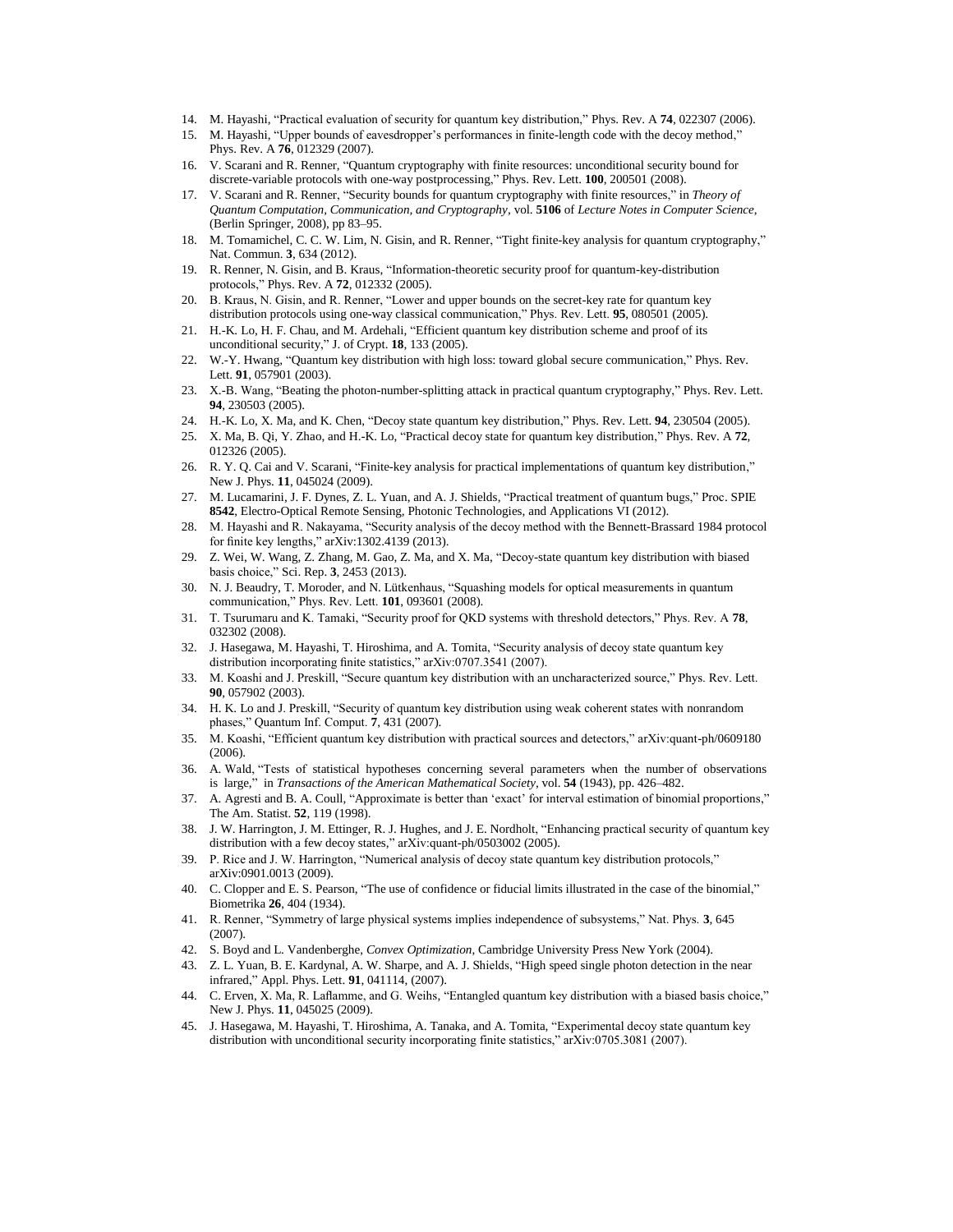14. M. Hayashi, "Practical evaluation of security for quantum key distribution," Phys. Rev. A **74**, 022307 (2006).
15. M. Hayashi, "Upper bounds of eavesdropper's performances in finite-length code with the decoy method," Phys. Rev. A **76**, 012329 (2007).
16. V. Scarani and R. Renner, "Quantum cryptography with finite resources: unconditional security bound for discrete-variable protocols with one-way postprocessing," Phys. Rev. Lett. **100**, 200501 (2008).
17. V. Scarani and R. Renner, "Security bounds for quantum cryptography with finite resources," in *Theory of Quantum Computation, Communication, and Cryptography*, vol. **5106** of *Lecture Notes in Computer Science*, (Berlin Springer, 2008), pp 83–95.
18. M. Tomamichel, C. C. W. Lim, N. Gisin, and R. Renner, "Tight finite-key analysis for quantum cryptography," Nat. Commun. **3**, 634 (2012).
19. R. Renner, N. Gisin, and B. Kraus, "Information-theoretic security proof for quantum-key-distribution protocols," Phys. Rev. A **72**, 012332 (2005).
20. B. Kraus, N. Gisin, and R. Renner, "Lower and upper bounds on the secret-key rate for quantum key distribution protocols using one-way classical communication," Phys. Rev. Lett. **95**, 080501 (2005).
21. H.-K. Lo, H. F. Chau, and M. Ardehali, "Efficient quantum key distribution scheme and proof of its unconditional security," J. of Crypt. **18**, 133 (2005).
22. W.-Y. Hwang, "Quantum key distribution with high loss: toward global secure communication," Phys. Rev. Lett. **91**, 057901 (2003).
23. X.-B. Wang, "Beating the photon-number-splitting attack in practical quantum cryptography," Phys. Rev. Lett. **94**, 230503 (2005).
24. H.-K. Lo, X. Ma, and K. Chen, "Decoy state quantum key distribution," Phys. Rev. Lett. **94**, 230504 (2005).
25. X. Ma, B. Qi, Y. Zhao, and H.-K. Lo, "Practical decoy state for quantum key distribution," Phys. Rev. A **72**, 012326 (2005).
26. R. Y. Q. Cai and V. Scarani, "Finite-key analysis for practical implementations of quantum key distribution," New J. Phys. **11**, 045024 (2009).
27. M. Lucamarini, J. F. Dynes, Z. L. Yuan, and A. J. Shields, "Practical treatment of quantum bugs," Proc. SPIE **8542**, Electro-Optical Remote Sensing, Photonic Technologies, and Applications VI (2012).
28. M. Hayashi and R. Nakayama, "Security analysis of the decoy method with the Bennett-Brassard 1984 protocol for finite key lengths," arXiv:1302.4139 (2013).
29. Z. Wei, W. Wang, Z. Zhang, M. Gao, Z. Ma, and X. Ma, "Decoy-state quantum key distribution with biased basis choice," Sci. Rep. **3**, 2453 (2013).
30. N. J. Beaudry, T. Moroder, and N. Lütkenhaus, "Squashing models for optical measurements in quantum communication," Phys. Rev. Lett. **101**, 093601 (2008).
31. T. Tsurumaru and K. Tamaki, "Security proof for QKD systems with threshold detectors," Phys. Rev. A **78**, 032302 (2008).
32. J. Hasegawa, M. Hayashi, T. Hiroshima, and A. Tomita, "Security analysis of decoy state quantum key distribution incorporating finite statistics," arXiv:0707.3541 (2007).
33. M. Koashi and J. Preskill, "Secure quantum key distribution with an uncharacterized source," Phys. Rev. Lett. **90**, 057902 (2003).
34. H. K. Lo and J. Preskill, "Security of quantum key distribution using weak coherent states with nonrandom phases," Quantum Inf. Comput. **7**, 431 (2007).
35. M. Koashi, "Efficient quantum key distribution with practical sources and detectors," arXiv:quant-ph/0609180 (2006).
36. A. Wald, "Tests of statistical hypotheses concerning several parameters when the number of observations is large," in *Transactions of the American Mathematical Society*, vol. **54** (1943), pp. 426–482.
37. A. Agresti and B. A. Coull, "Approximate is better than 'exact' for interval estimation of binomial proportions," The Am. Statist. **52**, 119 (1998).
38. J. W. Harrington, J. M. Ettinger, R. J. Hughes, and J. E. Nordholt, "Enhancing practical security of quantum key distribution with a few decoy states," arXiv:quant-ph/0503002 (2005).
39. P. Rice and J. W. Harrington, "Numerical analysis of decoy state quantum key distribution protocols," arXiv:0901.0013 (2009).
40. C. Clopper and E. S. Pearson, "The use of confidence or fiducial limits illustrated in the case of the binomial," Biometrika **26**, 404 (1934).
41. R. Renner, "Symmetry of large physical systems implies independence of subsystems," Nat. Phys. **3**, 645 (2007).
42. S. Boyd and L. Vandenberghe, *Convex Optimization*, Cambridge University Press New York (2004).
43. Z. L. Yuan, B. E. Kardynal, A. W. Sharpe, and A. J. Shields, "High speed single photon detection in the near infrared," Appl. Phys. Lett. **91**, 041114, (2007).
44. C. Erven, X. Ma, R. Laflamme, and G. Weihs, "Entangled quantum key distribution with a biased basis choice," New J. Phys. **11**, 045025 (2009).
45. J. Hasegawa, M. Hayashi, T. Hiroshima, A. Tanaka, and A. Tomita, "Experimental decoy state quantum key distribution with unconditional security incorporating finite statistics," arXiv:0705.3081 (2007).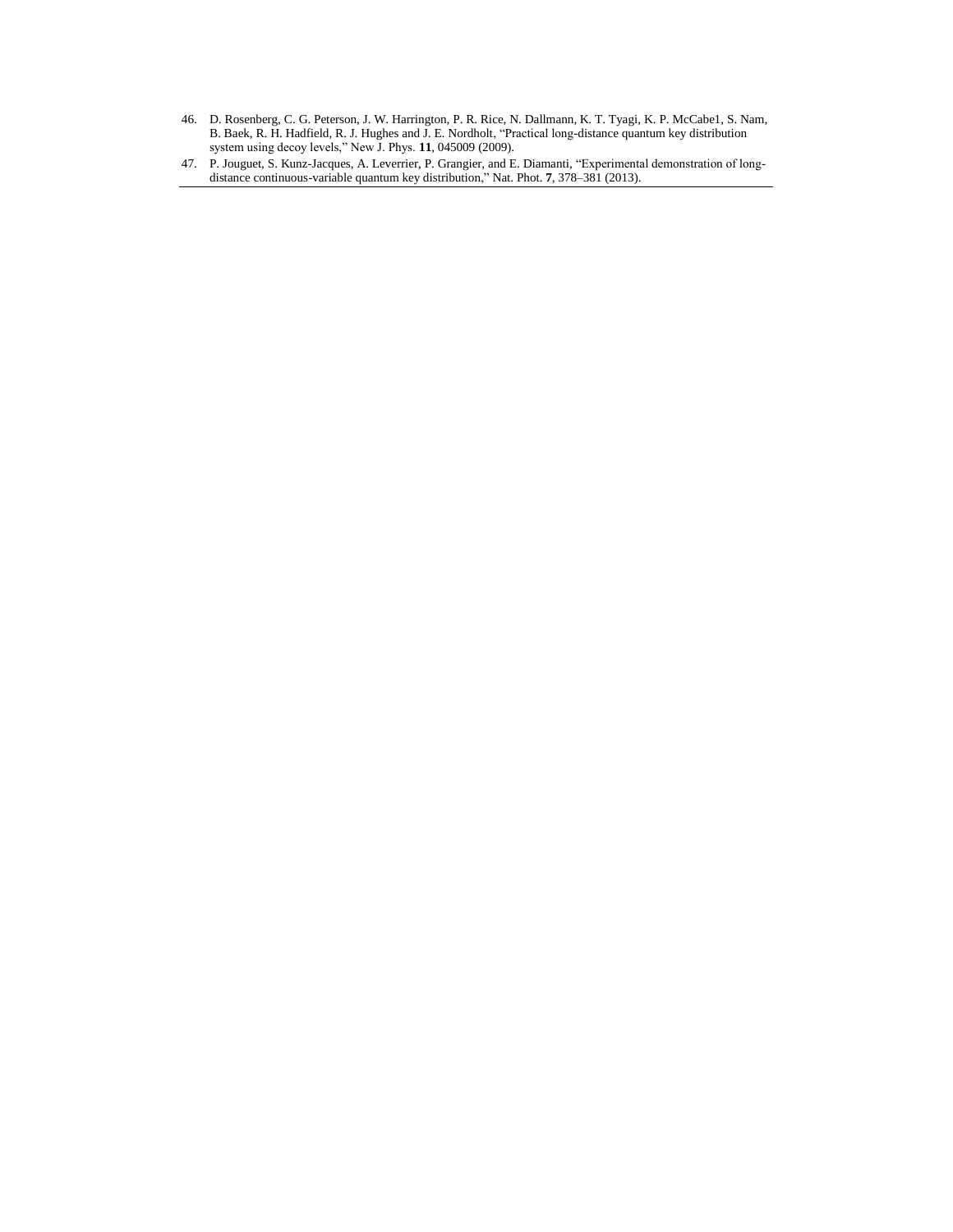46. D. Rosenberg, C. G. Peterson, J. W. Harrington, P. R. Rice, N. Dallmann, K. T. Tyagi, K. P. McCabe1, S. Nam, B. Baek, R. H. Hadfield, R. J. Hughes and J. E. Nordholt, "Practical long-distance quantum key distribution system using decoy levels," New J. Phys. **11**, 045009 (2009).
47. P. Jouguet, S. Kunz-Jacques, A. Leverrier, P. Grangier, and E. Diamanti, "Experimental demonstration of long-distance continuous-variable quantum key distribution," Nat. Phot. **7**, 378–381 (2013).